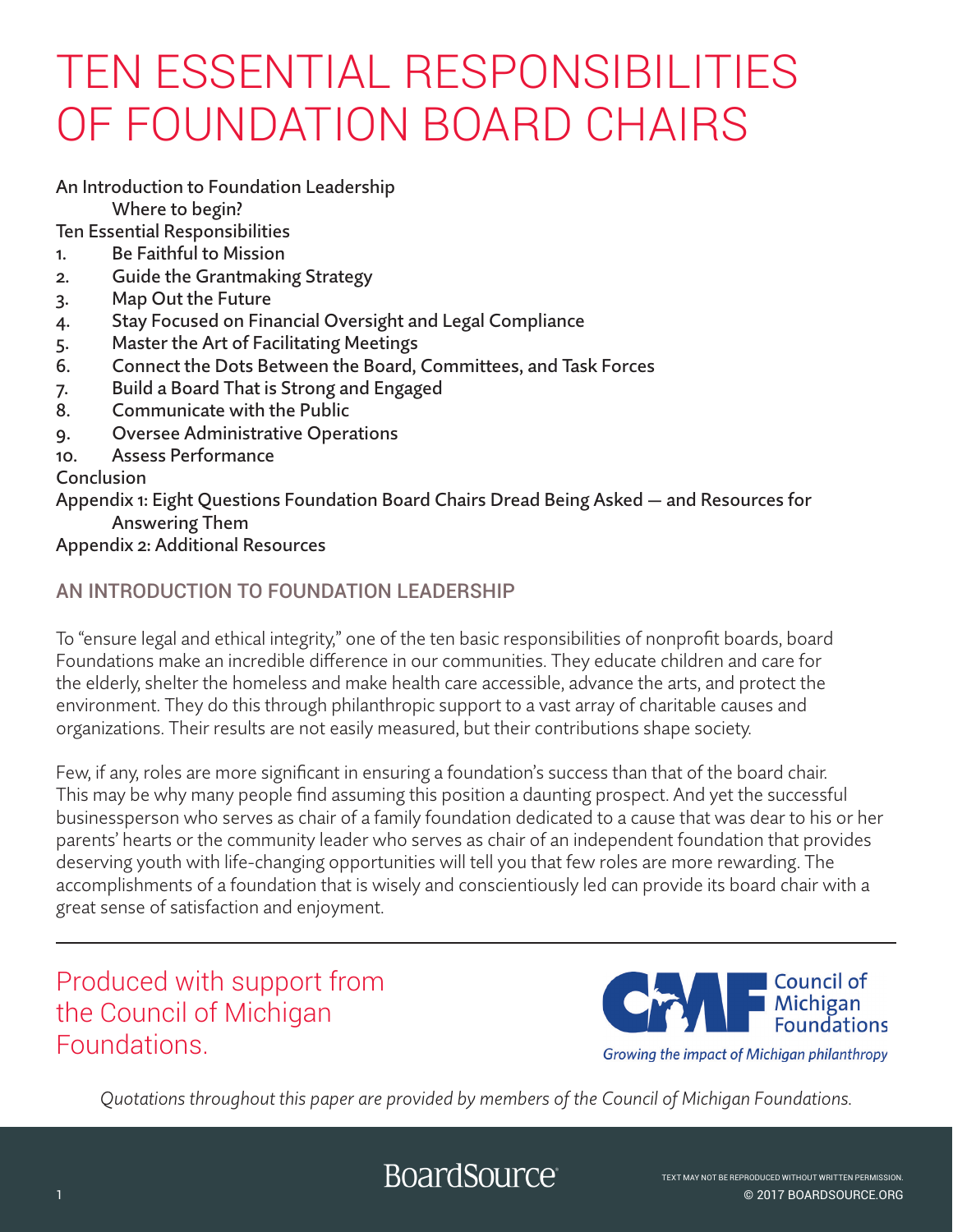# TEN ESSENTIAL RESPONSIBILITIES OF FOUNDATION BOARD CHAIRS

An Introduction to Foundation Leadership
    Where to begin?
Ten Essential Responsibilities
1. Be Faithful to Mission
2. Guide the Grantmaking Strategy
3. Map Out the Future
4. Stay Focused on Financial Oversight and Legal Compliance
5. Master the Art of Facilitating Meetings
6. Connect the Dots Between the Board, Committees, and Task Forces
7. Build a Board That is Strong and Engaged
8. Communicate with the Public
9. Oversee Administrative Operations
10. Assess Performance

Conclusion
Appendix 1: Eight Questions Foundation Board Chairs Dread Being Asked — and Resources for Answering Them
Appendix 2: Additional Resources

## AN INTRODUCTION TO FOUNDATION LEADERSHIP

To "ensure legal and ethical integrity," one of the ten basic responsibilities of nonprofit boards, board Foundations make an incredible difference in our communities. They educate children and care for the elderly, shelter the homeless and make health care accessible, advance the arts, and protect the environment. They do this through philanthropic support to a vast array of charitable causes and organizations. Their results are not easily measured, but their contributions shape society.

Few, if any, roles are more significant in ensuring a foundation's success than that of the board chair. This may be why many people find assuming this position a daunting prospect. And yet the successful businessperson who serves as chair of a family foundation dedicated to a cause that was dear to his or her parents' hearts or the community leader who serves as chair of an independent foundation that provides deserving youth with life-changing opportunities will tell you that few roles are more rewarding. The accomplishments of a foundation that is wisely and conscientiously led can provide its board chair with a great sense of satisfaction and enjoyment.

---

Produced with support from the Council of Michigan Foundations.

Council of Michigan Foundations
*Growing the impact of Michigan philanthropy*

*Quotations throughout this paper are provided by members of the Council of Michigan Foundations.*

BoardSource

TEXT MAY NOT BE REPRODUCED WITHOUT WRITTEN PERMISSION.
© 2017 BOARDSOURCE.ORG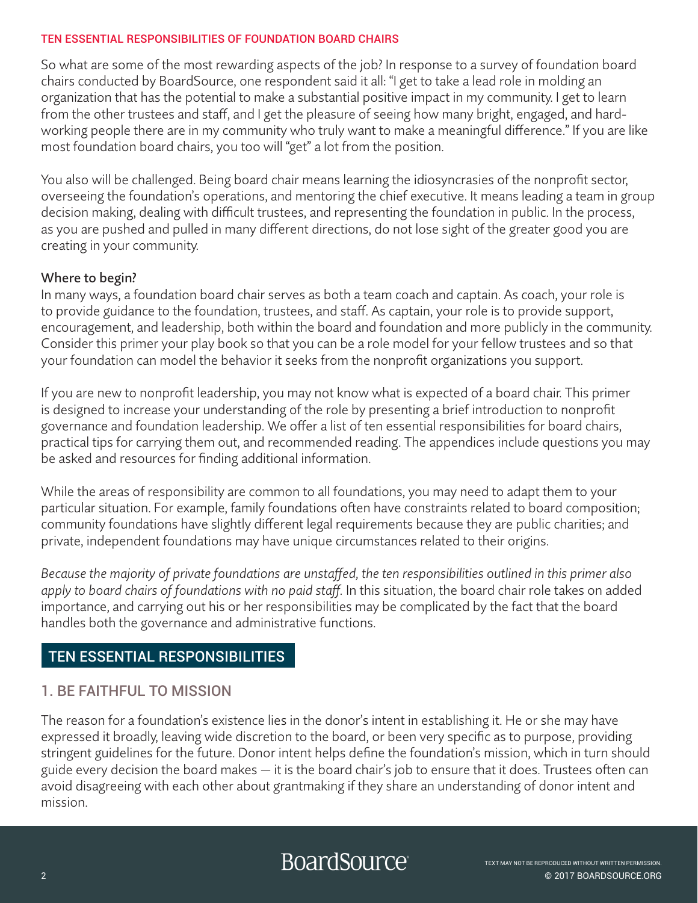So what are some of the most rewarding aspects of the job? In response to a survey of foundation board chairs conducted by BoardSource, one respondent said it all: "I get to take a lead role in molding an organization that has the potential to make a substantial positive impact in my community. I get to learn from the other trustees and staff, and I get the pleasure of seeing how many bright, engaged, and hard-working people there are in my community who truly want to make a meaningful difference." If you are like most foundation board chairs, you too will "get" a lot from the position.

You also will be challenged. Being board chair means learning the idiosyncrasies of the nonprofit sector, overseeing the foundation's operations, and mentoring the chief executive. It means leading a team in group decision making, dealing with difficult trustees, and representing the foundation in public. In the process, as you are pushed and pulled in many different directions, do not lose sight of the greater good you are creating in your community.

### Where to begin?

In many ways, a foundation board chair serves as both a team coach and captain. As coach, your role is to provide guidance to the foundation, trustees, and staff. As captain, your role is to provide support, encouragement, and leadership, both within the board and foundation and more publicly in the community. Consider this primer your play book so that you can be a role model for your fellow trustees and so that your foundation can model the behavior it seeks from the nonprofit organizations you support.

If you are new to nonprofit leadership, you may not know what is expected of a board chair. This primer is designed to increase your understanding of the role by presenting a brief introduction to nonprofit governance and foundation leadership. We offer a list of ten essential responsibilities for board chairs, practical tips for carrying them out, and recommended reading. The appendices include questions you may be asked and resources for finding additional information.

While the areas of responsibility are common to all foundations, you may need to adapt them to your particular situation. For example, family foundations often have constraints related to board composition; community foundations have slightly different legal requirements because they are public charities; and private, independent foundations may have unique circumstances related to their origins.

*Because the majority of private foundations are unstaffed, the ten responsibilities outlined in this primer also apply to board chairs of foundations with no paid staff.* In this situation, the board chair role takes on added importance, and carrying out his or her responsibilities may be complicated by the fact that the board handles both the governance and administrative functions.

## TEN ESSENTIAL RESPONSIBILITIES

### 1. BE FAITHFUL TO MISSION

The reason for a foundation's existence lies in the donor's intent in establishing it. He or she may have expressed it broadly, leaving wide discretion to the board, or been very specific as to purpose, providing stringent guidelines for the future. Donor intent helps define the foundation's mission, which in turn should guide every decision the board makes — it is the board chair's job to ensure that it does. Trustees often can avoid disagreeing with each other about grantmaking if they share an understanding of donor intent and mission.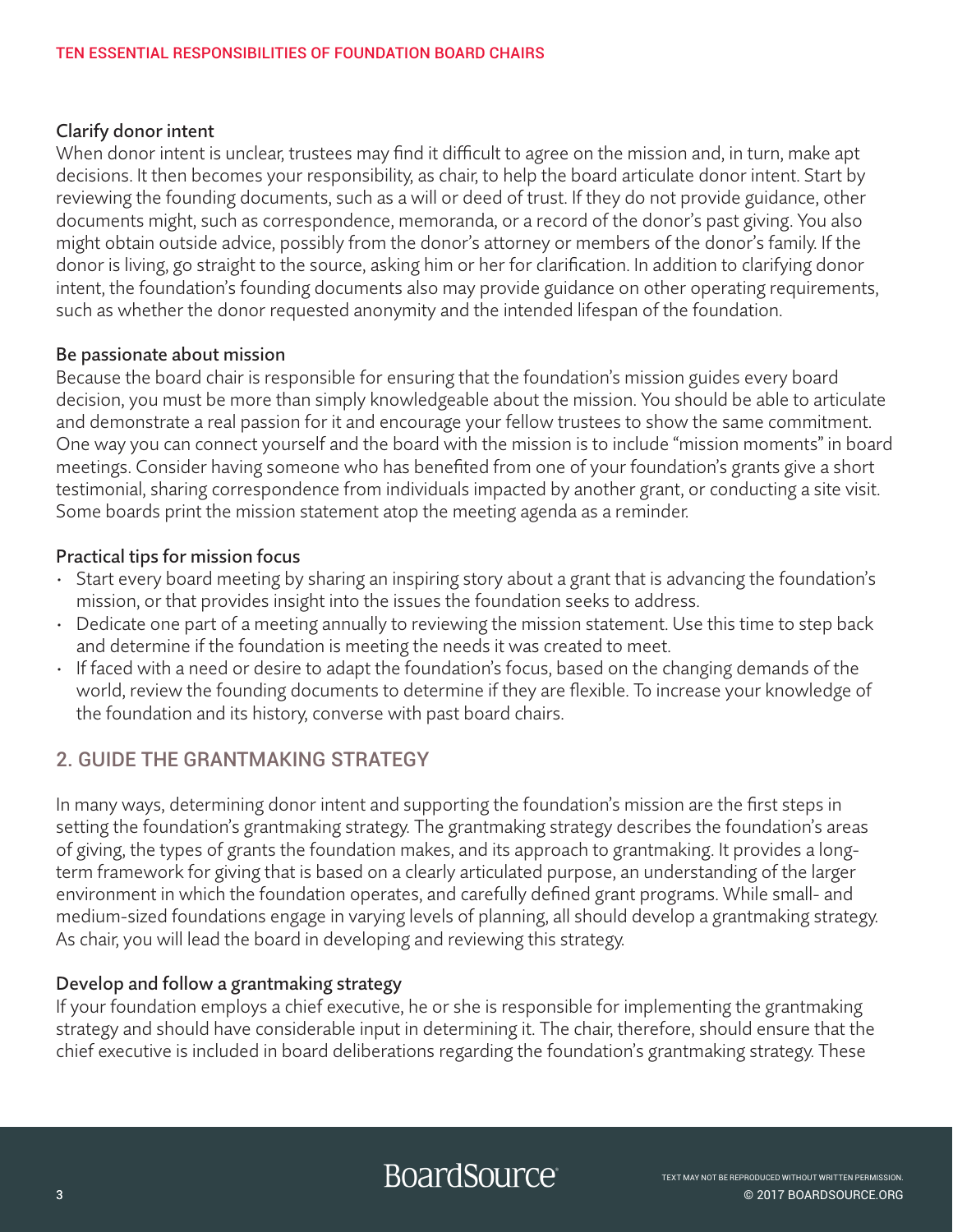### Clarify donor intent

When donor intent is unclear, trustees may find it difficult to agree on the mission and, in turn, make apt decisions. It then becomes your responsibility, as chair, to help the board articulate donor intent. Start by reviewing the founding documents, such as a will or deed of trust. If they do not provide guidance, other documents might, such as correspondence, memoranda, or a record of the donor's past giving. You also might obtain outside advice, possibly from the donor's attorney or members of the donor's family. If the donor is living, go straight to the source, asking him or her for clarification. In addition to clarifying donor intent, the foundation's founding documents also may provide guidance on other operating requirements, such as whether the donor requested anonymity and the intended lifespan of the foundation.

### Be passionate about mission

Because the board chair is responsible for ensuring that the foundation's mission guides every board decision, you must be more than simply knowledgeable about the mission. You should be able to articulate and demonstrate a real passion for it and encourage your fellow trustees to show the same commitment. One way you can connect yourself and the board with the mission is to include "mission moments" in board meetings. Consider having someone who has benefited from one of your foundation's grants give a short testimonial, sharing correspondence from individuals impacted by another grant, or conducting a site visit. Some boards print the mission statement atop the meeting agenda as a reminder.

### Practical tips for mission focus

- Start every board meeting by sharing an inspiring story about a grant that is advancing the foundation's mission, or that provides insight into the issues the foundation seeks to address.
- Dedicate one part of a meeting annually to reviewing the mission statement. Use this time to step back and determine if the foundation is meeting the needs it was created to meet.
- If faced with a need or desire to adapt the foundation's focus, based on the changing demands of the world, review the founding documents to determine if they are flexible. To increase your knowledge of the foundation and its history, converse with past board chairs.

## 2. GUIDE THE GRANTMAKING STRATEGY

In many ways, determining donor intent and supporting the foundation's mission are the first steps in setting the foundation's grantmaking strategy. The grantmaking strategy describes the foundation's areas of giving, the types of grants the foundation makes, and its approach to grantmaking. It provides a long-term framework for giving that is based on a clearly articulated purpose, an understanding of the larger environment in which the foundation operates, and carefully defined grant programs. While small- and medium-sized foundations engage in varying levels of planning, all should develop a grantmaking strategy. As chair, you will lead the board in developing and reviewing this strategy.

### Develop and follow a grantmaking strategy

If your foundation employs a chief executive, he or she is responsible for implementing the grantmaking strategy and should have considerable input in determining it. The chair, therefore, should ensure that the chief executive is included in board deliberations regarding the foundation's grantmaking strategy. These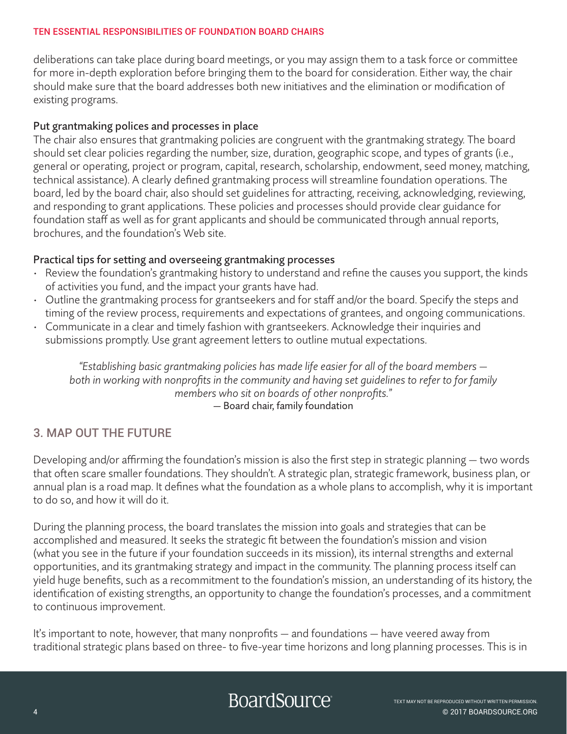deliberations can take place during board meetings, or you may assign them to a task force or committee for more in-depth exploration before bringing them to the board for consideration. Either way, the chair should make sure that the board addresses both new initiatives and the elimination or modification of existing programs.

### Put grantmaking polices and processes in place

The chair also ensures that grantmaking policies are congruent with the grantmaking strategy. The board should set clear policies regarding the number, size, duration, geographic scope, and types of grants (i.e., general or operating, project or program, capital, research, scholarship, endowment, seed money, matching, technical assistance). A clearly defined grantmaking process will streamline foundation operations. The board, led by the board chair, also should set guidelines for attracting, receiving, acknowledging, reviewing, and responding to grant applications. These policies and processes should provide clear guidance for foundation staff as well as for grant applicants and should be communicated through annual reports, brochures, and the foundation's Web site.

### Practical tips for setting and overseeing grantmaking processes

- Review the foundation's grantmaking history to understand and refine the causes you support, the kinds of activities you fund, and the impact your grants have had.
- Outline the grantmaking process for grantseekers and for staff and/or the board. Specify the steps and timing of the review process, requirements and expectations of grantees, and ongoing communications.
- Communicate in a clear and timely fashion with grantseekers. Acknowledge their inquiries and submissions promptly. Use grant agreement letters to outline mutual expectations.

> *"Establishing basic grantmaking policies has made life easier for all of the board members — both in working with nonprofits in the community and having set guidelines to refer to for family members who sit on boards of other nonprofits."*
> — Board chair, family foundation

## 3. MAP OUT THE FUTURE

Developing and/or affirming the foundation's mission is also the first step in strategic planning — two words that often scare smaller foundations. They shouldn't. A strategic plan, strategic framework, business plan, or annual plan is a road map. It defines what the foundation as a whole plans to accomplish, why it is important to do so, and how it will do it.

During the planning process, the board translates the mission into goals and strategies that can be accomplished and measured. It seeks the strategic fit between the foundation's mission and vision (what you see in the future if your foundation succeeds in its mission), its internal strengths and external opportunities, and its grantmaking strategy and impact in the community. The planning process itself can yield huge benefits, such as a recommitment to the foundation's mission, an understanding of its history, the identification of existing strengths, an opportunity to change the foundation's processes, and a commitment to continuous improvement.

It's important to note, however, that many nonprofits — and foundations — have veered away from traditional strategic plans based on three- to five-year time horizons and long planning processes. This is in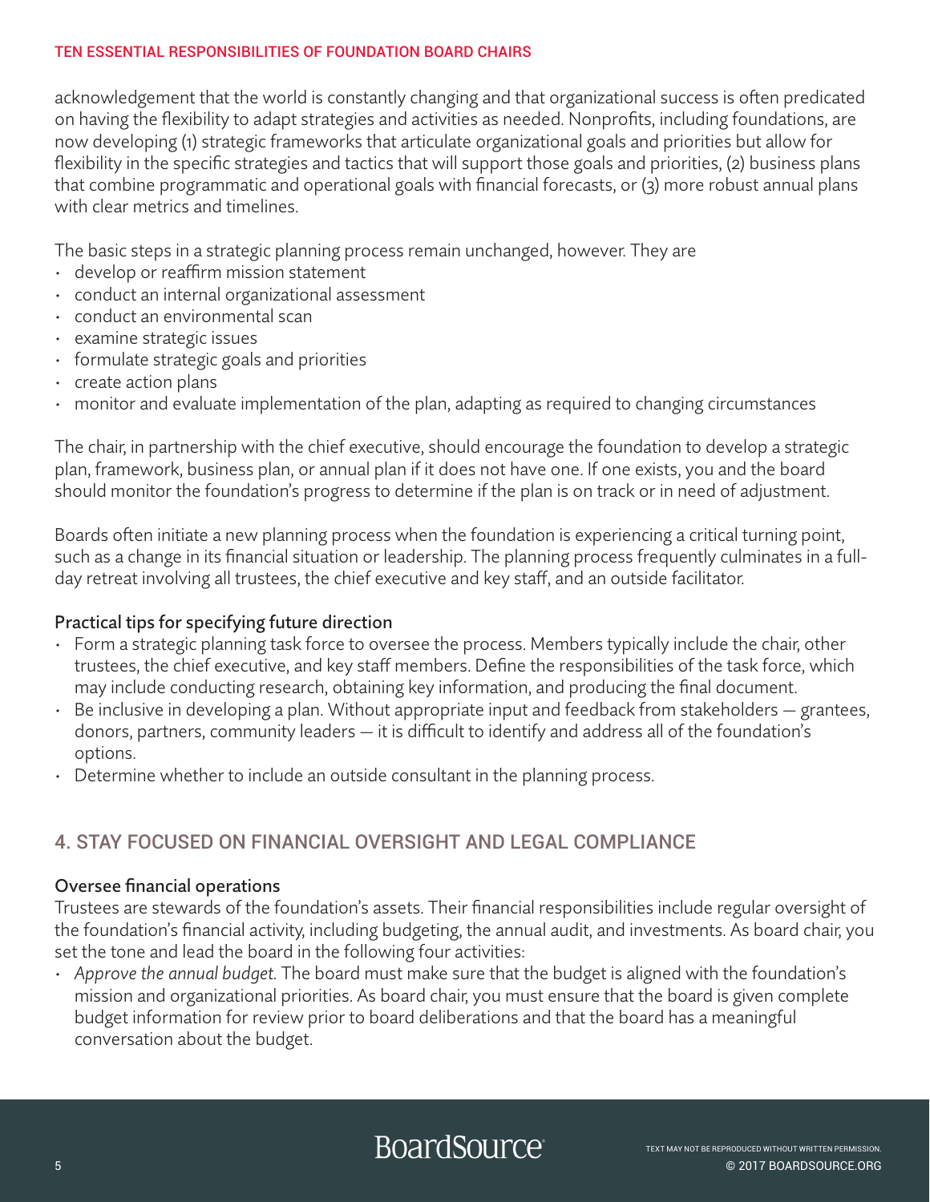acknowledgement that the world is constantly changing and that organizational success is often predicated on having the flexibility to adapt strategies and activities as needed. Nonprofits, including foundations, are now developing (1) strategic frameworks that articulate organizational goals and priorities but allow for flexibility in the specific strategies and tactics that will support those goals and priorities, (2) business plans that combine programmatic and operational goals with financial forecasts, or (3) more robust annual plans with clear metrics and timelines.

The basic steps in a strategic planning process remain unchanged, however. They are

- develop or reaffirm mission statement
- conduct an internal organizational assessment
- conduct an environmental scan
- examine strategic issues
- formulate strategic goals and priorities
- create action plans
- monitor and evaluate implementation of the plan, adapting as required to changing circumstances

The chair, in partnership with the chief executive, should encourage the foundation to develop a strategic plan, framework, business plan, or annual plan if it does not have one. If one exists, you and the board should monitor the foundation's progress to determine if the plan is on track or in need of adjustment.

Boards often initiate a new planning process when the foundation is experiencing a critical turning point, such as a change in its financial situation or leadership. The planning process frequently culminates in a full-day retreat involving all trustees, the chief executive and key staff, and an outside facilitator.

### Practical tips for specifying future direction

- Form a strategic planning task force to oversee the process. Members typically include the chair, other trustees, the chief executive, and key staff members. Define the responsibilities of the task force, which may include conducting research, obtaining key information, and producing the final document.
- Be inclusive in developing a plan. Without appropriate input and feedback from stakeholders — grantees, donors, partners, community leaders — it is difficult to identify and address all of the foundation's options.
- Determine whether to include an outside consultant in the planning process.

## 4. STAY FOCUSED ON FINANCIAL OVERSIGHT AND LEGAL COMPLIANCE

### Oversee financial operations

Trustees are stewards of the foundation's assets. Their financial responsibilities include regular oversight of the foundation's financial activity, including budgeting, the annual audit, and investments. As board chair, you set the tone and lead the board in the following four activities:

- *Approve the annual budget.* The board must make sure that the budget is aligned with the foundation's mission and organizational priorities. As board chair, you must ensure that the board is given complete budget information for review prior to board deliberations and that the board has a meaningful conversation about the budget.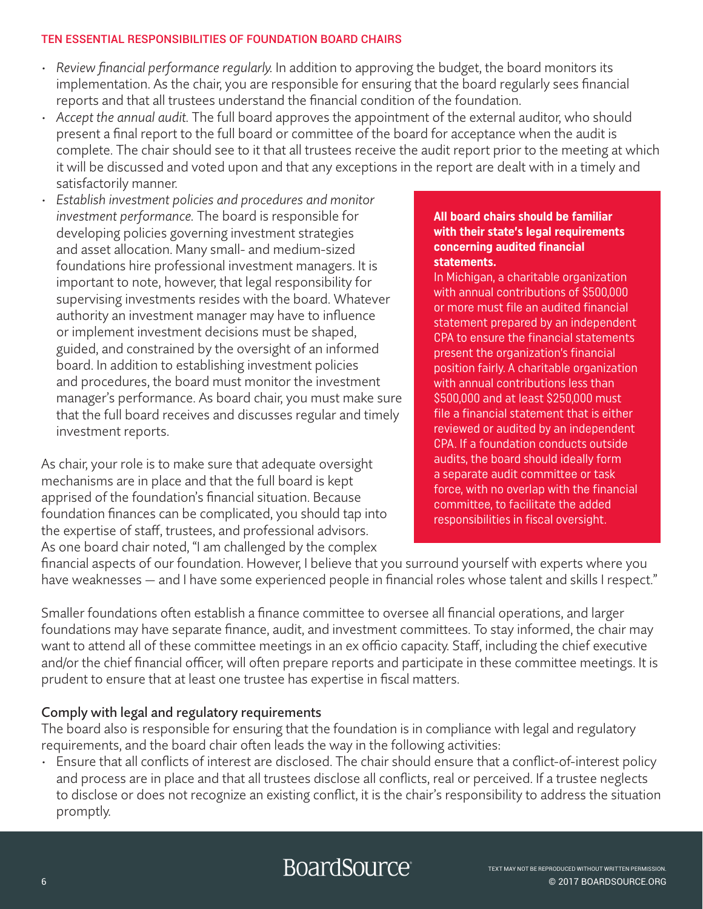- *Review financial performance regularly.* In addition to approving the budget, the board monitors its implementation. As the chair, you are responsible for ensuring that the board regularly sees financial reports and that all trustees understand the financial condition of the foundation.
- *Accept the annual audit.* The full board approves the appointment of the external auditor, who should present a final report to the full board or committee of the board for acceptance when the audit is complete. The chair should see to it that all trustees receive the audit report prior to the meeting at which it will be discussed and voted upon and that any exceptions in the report are dealt with in a timely and satisfactorily manner.
- *Establish investment policies and procedures and monitor investment performance.* The board is responsible for developing policies governing investment strategies and asset allocation. Many small- and medium-sized foundations hire professional investment managers. It is important to note, however, that legal responsibility for supervising investments resides with the board. Whatever authority an investment manager may have to influence or implement investment decisions must be shaped, guided, and constrained by the oversight of an informed board. In addition to establishing investment policies and procedures, the board must monitor the investment manager's performance. As board chair, you must make sure that the full board receives and discusses regular and timely investment reports.

**All board chairs should be familiar with their state's legal requirements concerning audited financial statements.**
In Michigan, a charitable organization with annual contributions of $500,000 or more must file an audited financial statement prepared by an independent CPA to ensure the financial statements present the organization's financial position fairly. A charitable organization with annual contributions less than $500,000 and at least $250,000 must file a financial statement that is either reviewed or audited by an independent CPA. If a foundation conducts outside audits, the board should ideally form a separate audit committee or task force, with no overlap with the financial committee, to facilitate the added responsibilities in fiscal oversight.

As chair, your role is to make sure that adequate oversight mechanisms are in place and that the full board is kept apprised of the foundation's financial situation. Because foundation finances can be complicated, you should tap into the expertise of staff, trustees, and professional advisors. As one board chair noted, "I am challenged by the complex financial aspects of our foundation. However, I believe that you surround yourself with experts where you have weaknesses — and I have some experienced people in financial roles whose talent and skills I respect."

Smaller foundations often establish a finance committee to oversee all financial operations, and larger foundations may have separate finance, audit, and investment committees. To stay informed, the chair may want to attend all of these committee meetings in an ex officio capacity. Staff, including the chief executive and/or the chief financial officer, will often prepare reports and participate in these committee meetings. It is prudent to ensure that at least one trustee has expertise in fiscal matters.

## Comply with legal and regulatory requirements

The board also is responsible for ensuring that the foundation is in compliance with legal and regulatory requirements, and the board chair often leads the way in the following activities:

- Ensure that all conflicts of interest are disclosed. The chair should ensure that a conflict-of-interest policy and process are in place and that all trustees disclose all conflicts, real or perceived. If a trustee neglects to disclose or does not recognize an existing conflict, it is the chair's responsibility to address the situation promptly.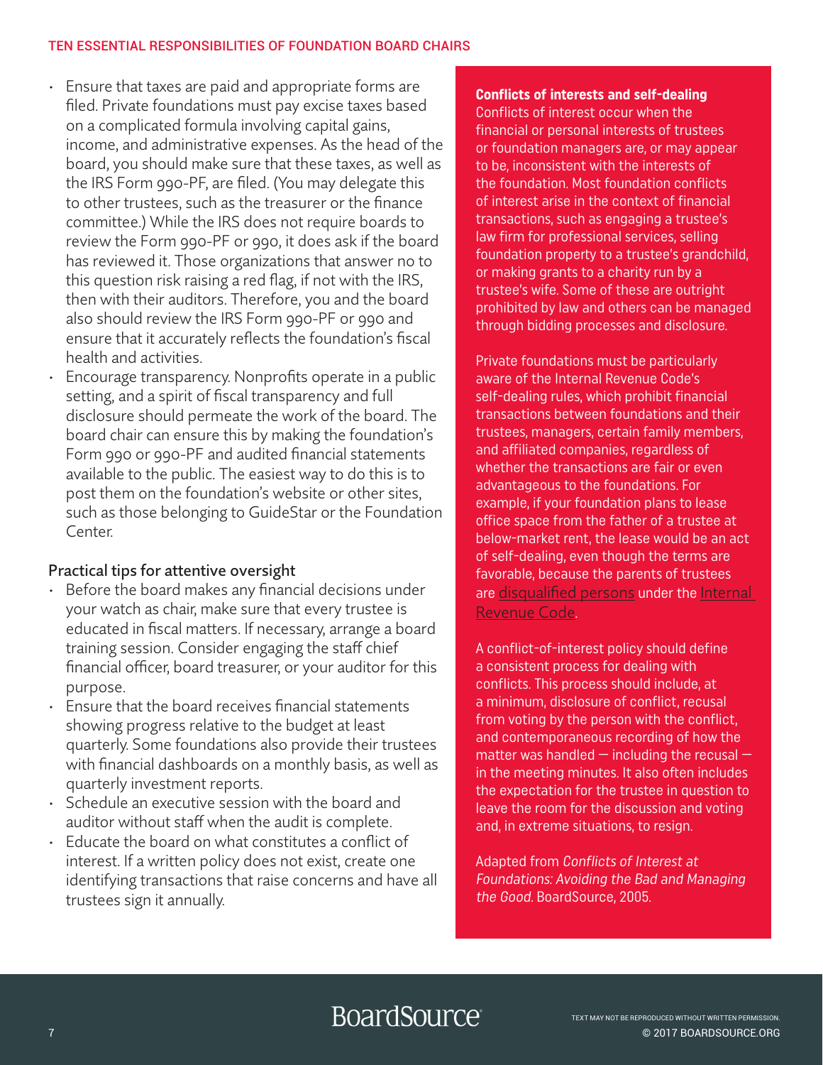- Ensure that taxes are paid and appropriate forms are filed. Private foundations must pay excise taxes based on a complicated formula involving capital gains, income, and administrative expenses. As the head of the board, you should make sure that these taxes, as well as the IRS Form 990-PF, are filed. (You may delegate this to other trustees, such as the treasurer or the finance committee.) While the IRS does not require boards to review the Form 990-PF or 990, it does ask if the board has reviewed it. Those organizations that answer no to this question risk raising a red flag, if not with the IRS, then with their auditors. Therefore, you and the board also should review the IRS Form 990-PF or 990 and ensure that it accurately reflects the foundation's fiscal health and activities.
- Encourage transparency. Nonprofits operate in a public setting, and a spirit of fiscal transparency and full disclosure should permeate the work of the board. The board chair can ensure this by making the foundation's Form 990 or 990-PF and audited financial statements available to the public. The easiest way to do this is to post them on the foundation's website or other sites, such as those belonging to GuideStar or the Foundation Center.

## Practical tips for attentive oversight

- Before the board makes any financial decisions under your watch as chair, make sure that every trustee is educated in fiscal matters. If necessary, arrange a board training session. Consider engaging the staff chief financial officer, board treasurer, or your auditor for this purpose.
- Ensure that the board receives financial statements showing progress relative to the budget at least quarterly. Some foundations also provide their trustees with financial dashboards on a monthly basis, as well as quarterly investment reports.
- Schedule an executive session with the board and auditor without staff when the audit is complete.
- Educate the board on what constitutes a conflict of interest. If a written policy does not exist, create one identifying transactions that raise concerns and have all trustees sign it annually.

**Conflicts of interests and self-dealing**

Conflicts of interest occur when the financial or personal interests of trustees or foundation managers are, or may appear to be, inconsistent with the interests of the foundation. Most foundation conflicts of interest arise in the context of financial transactions, such as engaging a trustee's law firm for professional services, selling foundation property to a trustee's grandchild, or making grants to a charity run by a trustee's wife. Some of these are outright prohibited by law and others can be managed through bidding processes and disclosure.

Private foundations must be particularly aware of the Internal Revenue Code's self-dealing rules, which prohibit financial transactions between foundations and their trustees, managers, certain family members, and affiliated companies, regardless of whether the transactions are fair or even advantageous to the foundations. For example, if your foundation plans to lease office space from the father of a trustee at below-market rent, the lease would be an act of self-dealing, even though the terms are favorable, because the parents of trustees are disqualified persons under the Internal Revenue Code.

A conflict-of-interest policy should define a consistent process for dealing with conflicts. This process should include, at a minimum, disclosure of conflict, recusal from voting by the person with the conflict, and contemporaneous recording of how the matter was handled — including the recusal — in the meeting minutes. It also often includes the expectation for the trustee in question to leave the room for the discussion and voting and, in extreme situations, to resign.

Adapted from *Conflicts of Interest at Foundations: Avoiding the Bad and Managing the Good.* BoardSource, 2005.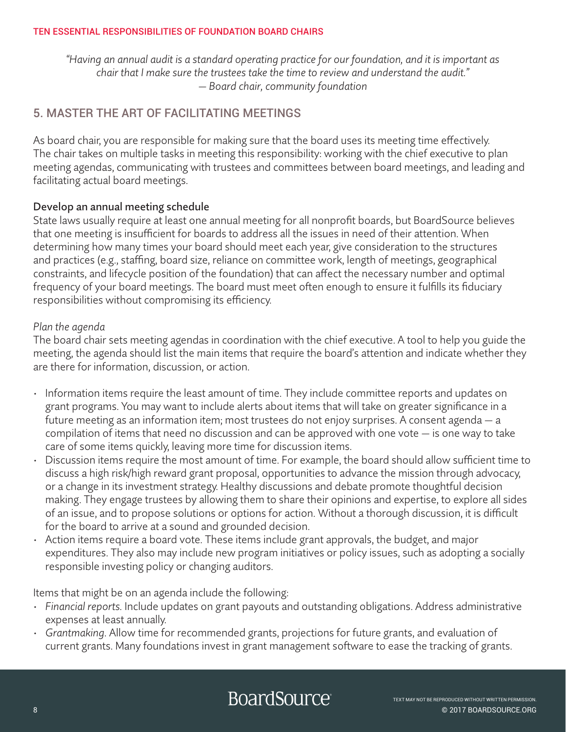*"Having an annual audit is a standard operating practice for our foundation, and it is important as chair that I make sure the trustees take the time to review and understand the audit."*
*— Board chair, community foundation*

## 5. MASTER THE ART OF FACILITATING MEETINGS

As board chair, you are responsible for making sure that the board uses its meeting time effectively. The chair takes on multiple tasks in meeting this responsibility: working with the chief executive to plan meeting agendas, communicating with trustees and committees between board meetings, and leading and facilitating actual board meetings.

### Develop an annual meeting schedule

State laws usually require at least one annual meeting for all nonprofit boards, but BoardSource believes that one meeting is insufficient for boards to address all the issues in need of their attention. When determining how many times your board should meet each year, give consideration to the structures and practices (e.g., staffing, board size, reliance on committee work, length of meetings, geographical constraints, and lifecycle position of the foundation) that can affect the necessary number and optimal frequency of your board meetings. The board must meet often enough to ensure it fulfills its fiduciary responsibilities without compromising its efficiency.

#### *Plan the agenda*

The board chair sets meeting agendas in coordination with the chief executive. A tool to help you guide the meeting, the agenda should list the main items that require the board's attention and indicate whether they are there for information, discussion, or action.

- Information items require the least amount of time. They include committee reports and updates on grant programs. You may want to include alerts about items that will take on greater significance in a future meeting as an information item; most trustees do not enjoy surprises. A consent agenda — a compilation of items that need no discussion and can be approved with one vote — is one way to take care of some items quickly, leaving more time for discussion items.
- Discussion items require the most amount of time. For example, the board should allow sufficient time to discuss a high risk/high reward grant proposal, opportunities to advance the mission through advocacy, or a change in its investment strategy. Healthy discussions and debate promote thoughtful decision making. They engage trustees by allowing them to share their opinions and expertise, to explore all sides of an issue, and to propose solutions or options for action. Without a thorough discussion, it is difficult for the board to arrive at a sound and grounded decision.
- Action items require a board vote. These items include grant approvals, the budget, and major expenditures. They also may include new program initiatives or policy issues, such as adopting a socially responsible investing policy or changing auditors.

Items that might be on an agenda include the following:

- *Financial reports.* Include updates on grant payouts and outstanding obligations. Address administrative expenses at least annually.
- *Grantmaking.* Allow time for recommended grants, projections for future grants, and evaluation of current grants. Many foundations invest in grant management software to ease the tracking of grants.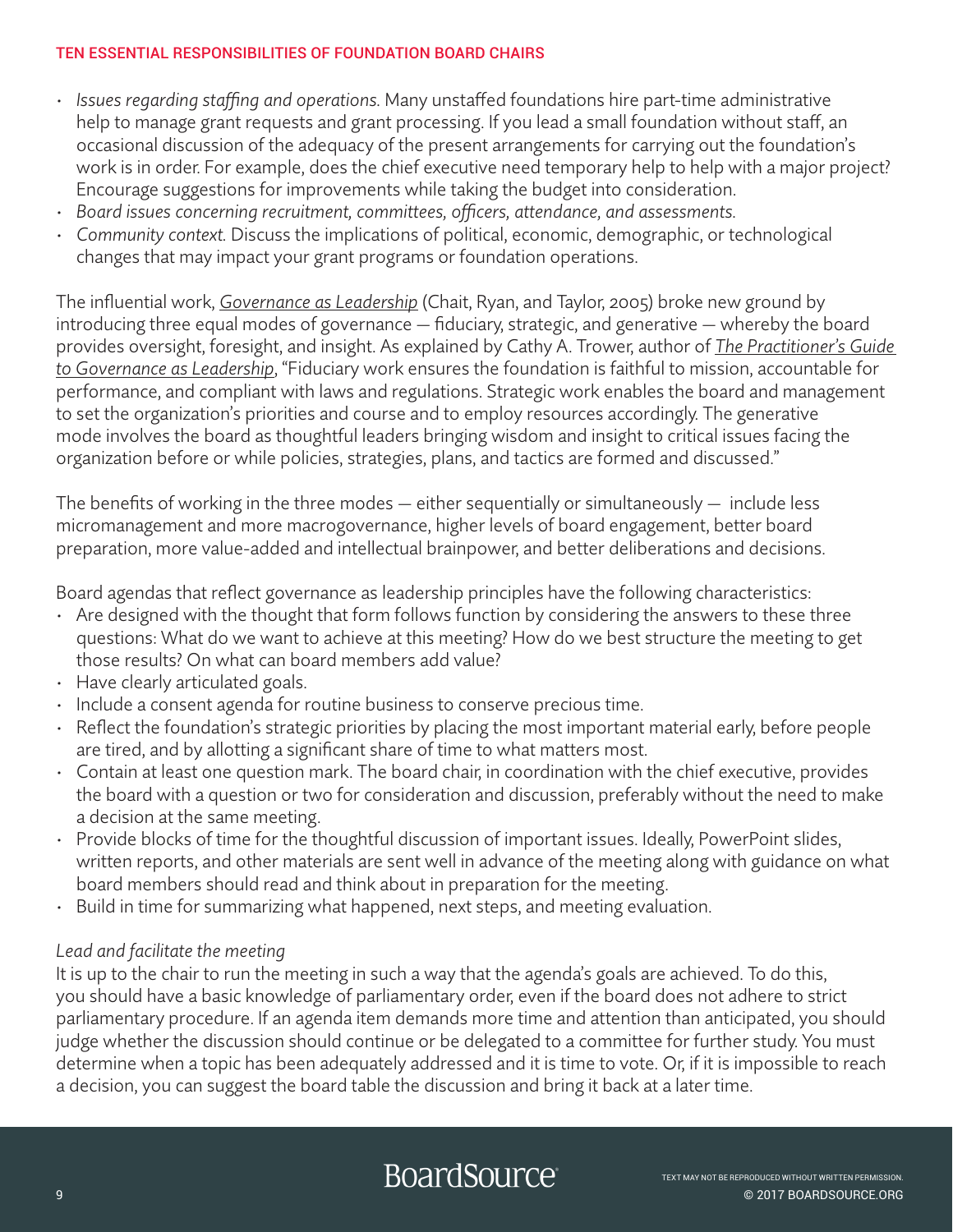- *Issues regarding staffing and operations.* Many unstaffed foundations hire part-time administrative help to manage grant requests and grant processing. If you lead a small foundation without staff, an occasional discussion of the adequacy of the present arrangements for carrying out the foundation's work is in order. For example, does the chief executive need temporary help to help with a major project? Encourage suggestions for improvements while taking the budget into consideration.
- *Board issues concerning recruitment, committees, officers, attendance, and assessments.*
- *Community context.* Discuss the implications of political, economic, demographic, or technological changes that may impact your grant programs or foundation operations.

The influential work, *Governance as Leadership* (Chait, Ryan, and Taylor, 2005) broke new ground by introducing three equal modes of governance — fiduciary, strategic, and generative — whereby the board provides oversight, foresight, and insight. As explained by Cathy A. Trower, author of *The Practitioner's Guide to Governance as Leadership*, "Fiduciary work ensures the foundation is faithful to mission, accountable for performance, and compliant with laws and regulations. Strategic work enables the board and management to set the organization's priorities and course and to employ resources accordingly. The generative mode involves the board as thoughtful leaders bringing wisdom and insight to critical issues facing the organization before or while policies, strategies, plans, and tactics are formed and discussed."

The benefits of working in the three modes — either sequentially or simultaneously — include less micromanagement and more macrogovernance, higher levels of board engagement, better board preparation, more value-added and intellectual brainpower, and better deliberations and decisions.

Board agendas that reflect governance as leadership principles have the following characteristics:

- Are designed with the thought that form follows function by considering the answers to these three questions: What do we want to achieve at this meeting? How do we best structure the meeting to get those results? On what can board members add value?
- Have clearly articulated goals.
- Include a consent agenda for routine business to conserve precious time.
- Reflect the foundation's strategic priorities by placing the most important material early, before people are tired, and by allotting a significant share of time to what matters most.
- Contain at least one question mark. The board chair, in coordination with the chief executive, provides the board with a question or two for consideration and discussion, preferably without the need to make a decision at the same meeting.
- Provide blocks of time for the thoughtful discussion of important issues. Ideally, PowerPoint slides, written reports, and other materials are sent well in advance of the meeting along with guidance on what board members should read and think about in preparation for the meeting.
- Build in time for summarizing what happened, next steps, and meeting evaluation.

*Lead and facilitate the meeting*

It is up to the chair to run the meeting in such a way that the agenda's goals are achieved. To do this, you should have a basic knowledge of parliamentary order, even if the board does not adhere to strict parliamentary procedure. If an agenda item demands more time and attention than anticipated, you should judge whether the discussion should continue or be delegated to a committee for further study. You must determine when a topic has been adequately addressed and it is time to vote. Or, if it is impossible to reach a decision, you can suggest the board table the discussion and bring it back at a later time.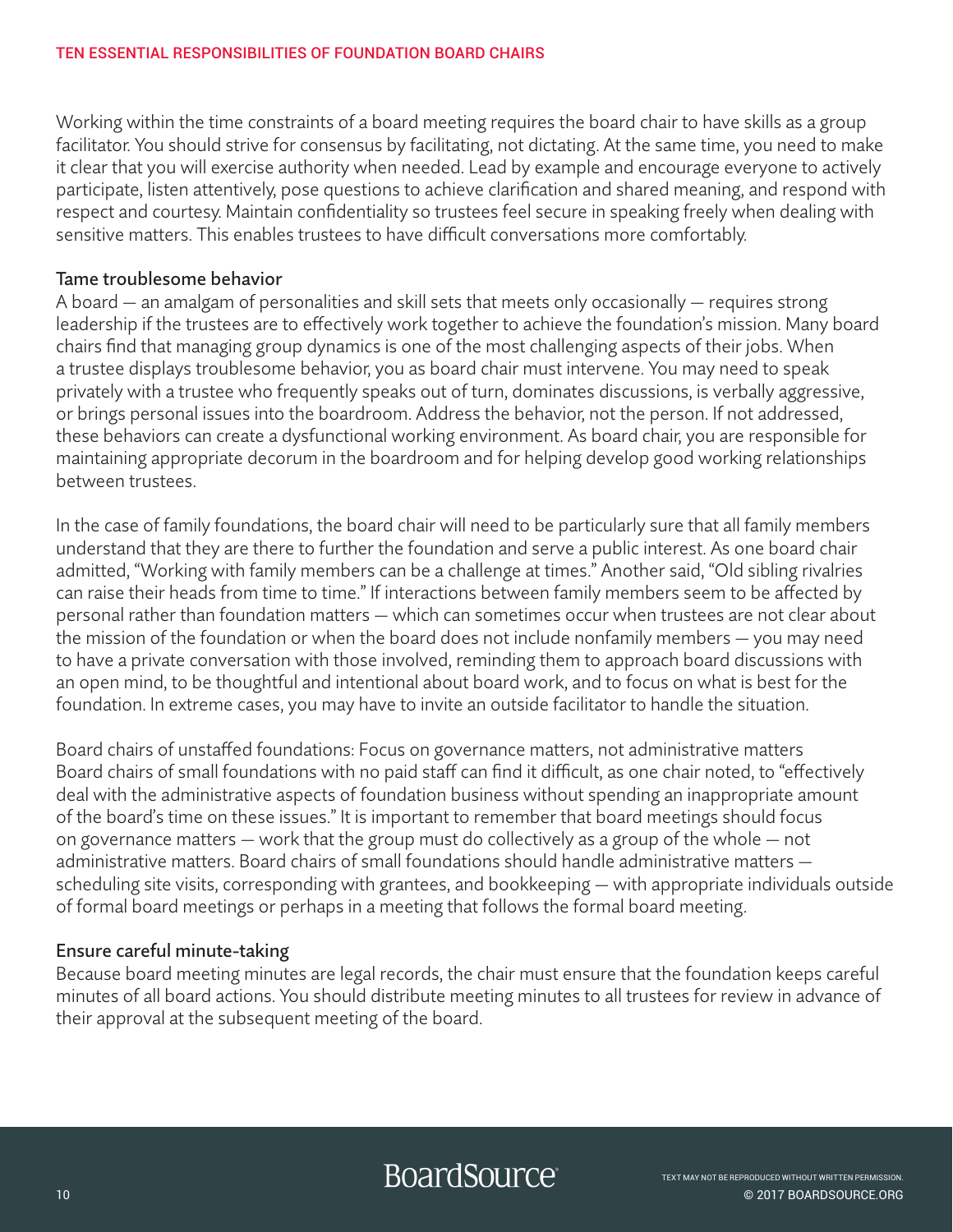Working within the time constraints of a board meeting requires the board chair to have skills as a group facilitator. You should strive for consensus by facilitating, not dictating. At the same time, you need to make it clear that you will exercise authority when needed. Lead by example and encourage everyone to actively participate, listen attentively, pose questions to achieve clarification and shared meaning, and respond with respect and courtesy. Maintain confidentiality so trustees feel secure in speaking freely when dealing with sensitive matters. This enables trustees to have difficult conversations more comfortably.

### Tame troublesome behavior

A board — an amalgam of personalities and skill sets that meets only occasionally — requires strong leadership if the trustees are to effectively work together to achieve the foundation's mission. Many board chairs find that managing group dynamics is one of the most challenging aspects of their jobs. When a trustee displays troublesome behavior, you as board chair must intervene. You may need to speak privately with a trustee who frequently speaks out of turn, dominates discussions, is verbally aggressive, or brings personal issues into the boardroom. Address the behavior, not the person. If not addressed, these behaviors can create a dysfunctional working environment. As board chair, you are responsible for maintaining appropriate decorum in the boardroom and for helping develop good working relationships between trustees.

In the case of family foundations, the board chair will need to be particularly sure that all family members understand that they are there to further the foundation and serve a public interest. As one board chair admitted, "Working with family members can be a challenge at times." Another said, "Old sibling rivalries can raise their heads from time to time." If interactions between family members seem to be affected by personal rather than foundation matters — which can sometimes occur when trustees are not clear about the mission of the foundation or when the board does not include nonfamily members — you may need to have a private conversation with those involved, reminding them to approach board discussions with an open mind, to be thoughtful and intentional about board work, and to focus on what is best for the foundation. In extreme cases, you may have to invite an outside facilitator to handle the situation.

Board chairs of unstaffed foundations: Focus on governance matters, not administrative matters
Board chairs of small foundations with no paid staff can find it difficult, as one chair noted, to "effectively deal with the administrative aspects of foundation business without spending an inappropriate amount of the board's time on these issues." It is important to remember that board meetings should focus on governance matters — work that the group must do collectively as a group of the whole — not administrative matters. Board chairs of small foundations should handle administrative matters — scheduling site visits, corresponding with grantees, and bookkeeping — with appropriate individuals outside of formal board meetings or perhaps in a meeting that follows the formal board meeting.

### Ensure careful minute-taking

Because board meeting minutes are legal records, the chair must ensure that the foundation keeps careful minutes of all board actions. You should distribute meeting minutes to all trustees for review in advance of their approval at the subsequent meeting of the board.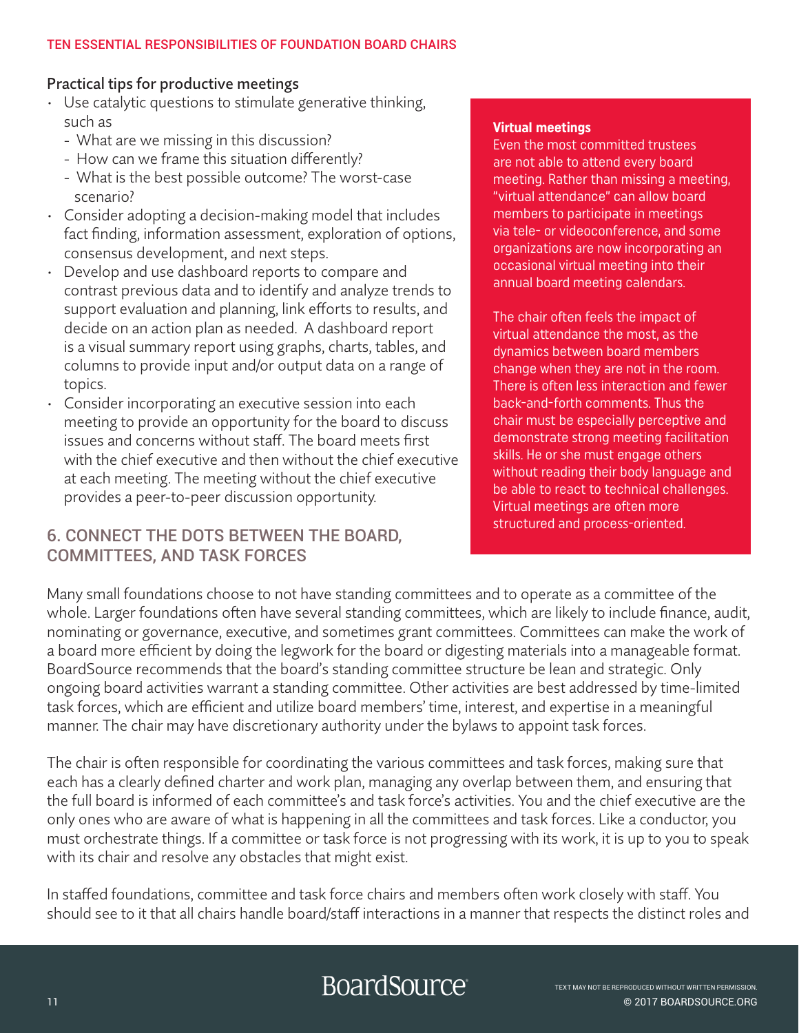### Practical tips for productive meetings

- Use catalytic questions to stimulate generative thinking, such as
  - What are we missing in this discussion?
  - How can we frame this situation differently?
  - What is the best possible outcome? The worst-case scenario?
- Consider adopting a decision-making model that includes fact finding, information assessment, exploration of options, consensus development, and next steps.
- Develop and use dashboard reports to compare and contrast previous data and to identify and analyze trends to support evaluation and planning, link efforts to results, and decide on an action plan as needed. A dashboard report is a visual summary report using graphs, charts, tables, and columns to provide input and/or output data on a range of topics.
- Consider incorporating an executive session into each meeting to provide an opportunity for the board to discuss issues and concerns without staff. The board meets first with the chief executive and then without the chief executive at each meeting. The meeting without the chief executive provides a peer-to-peer discussion opportunity.

**Virtual meetings**

Even the most committed trustees are not able to attend every board meeting. Rather than missing a meeting, "virtual attendance" can allow board members to participate in meetings via tele- or videoconference, and some organizations are now incorporating an occasional virtual meeting into their annual board meeting calendars.

The chair often feels the impact of virtual attendance the most, as the dynamics between board members change when they are not in the room. There is often less interaction and fewer back-and-forth comments. Thus the chair must be especially perceptive and demonstrate strong meeting facilitation skills. He or she must engage others without reading their body language and be able to react to technical challenges. Virtual meetings are often more structured and process-oriented.

## 6. CONNECT THE DOTS BETWEEN THE BOARD, COMMITTEES, AND TASK FORCES

Many small foundations choose to not have standing committees and to operate as a committee of the whole. Larger foundations often have several standing committees, which are likely to include finance, audit, nominating or governance, executive, and sometimes grant committees. Committees can make the work of a board more efficient by doing the legwork for the board or digesting materials into a manageable format. BoardSource recommends that the board's standing committee structure be lean and strategic. Only ongoing board activities warrant a standing committee. Other activities are best addressed by time-limited task forces, which are efficient and utilize board members' time, interest, and expertise in a meaningful manner. The chair may have discretionary authority under the bylaws to appoint task forces.

The chair is often responsible for coordinating the various committees and task forces, making sure that each has a clearly defined charter and work plan, managing any overlap between them, and ensuring that the full board is informed of each committee's and task force's activities. You and the chief executive are the only ones who are aware of what is happening in all the committees and task forces. Like a conductor, you must orchestrate things. If a committee or task force is not progressing with its work, it is up to you to speak with its chair and resolve any obstacles that might exist.

In staffed foundations, committee and task force chairs and members often work closely with staff. You should see to it that all chairs handle board/staff interactions in a manner that respects the distinct roles and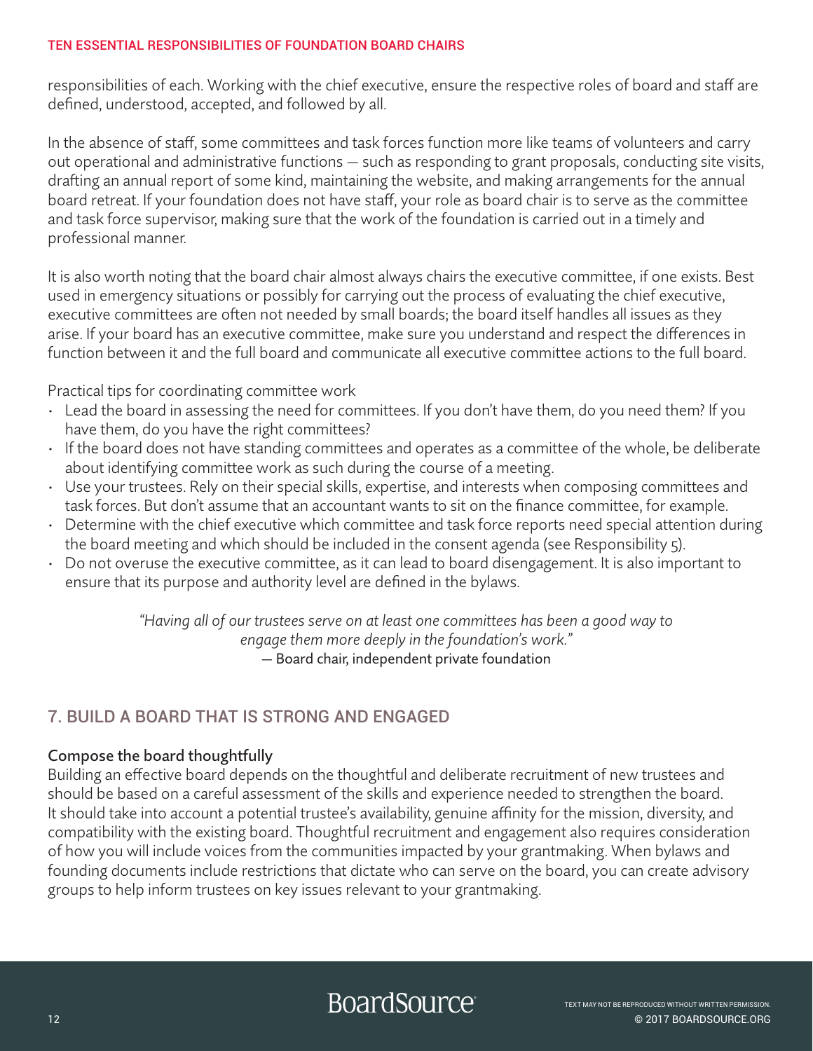responsibilities of each. Working with the chief executive, ensure the respective roles of board and staff are defined, understood, accepted, and followed by all.

In the absence of staff, some committees and task forces function more like teams of volunteers and carry out operational and administrative functions — such as responding to grant proposals, conducting site visits, drafting an annual report of some kind, maintaining the website, and making arrangements for the annual board retreat. If your foundation does not have staff, your role as board chair is to serve as the committee and task force supervisor, making sure that the work of the foundation is carried out in a timely and professional manner.

It is also worth noting that the board chair almost always chairs the executive committee, if one exists. Best used in emergency situations or possibly for carrying out the process of evaluating the chief executive, executive committees are often not needed by small boards; the board itself handles all issues as they arise. If your board has an executive committee, make sure you understand and respect the differences in function between it and the full board and communicate all executive committee actions to the full board.

Practical tips for coordinating committee work

- Lead the board in assessing the need for committees. If you don't have them, do you need them? If you have them, do you have the right committees?
- If the board does not have standing committees and operates as a committee of the whole, be deliberate about identifying committee work as such during the course of a meeting.
- Use your trustees. Rely on their special skills, expertise, and interests when composing committees and task forces. But don't assume that an accountant wants to sit on the finance committee, for example.
- Determine with the chief executive which committee and task force reports need special attention during the board meeting and which should be included in the consent agenda (see Responsibility 5).
- Do not overuse the executive committee, as it can lead to board disengagement. It is also important to ensure that its purpose and authority level are defined in the bylaws.

*"Having all of our trustees serve on at least one committees has been a good way to engage them more deeply in the foundation's work."*
— Board chair, independent private foundation

## 7. BUILD A BOARD THAT IS STRONG AND ENGAGED

### Compose the board thoughtfully

Building an effective board depends on the thoughtful and deliberate recruitment of new trustees and should be based on a careful assessment of the skills and experience needed to strengthen the board. It should take into account a potential trustee's availability, genuine affinity for the mission, diversity, and compatibility with the existing board. Thoughtful recruitment and engagement also requires consideration of how you will include voices from the communities impacted by your grantmaking. When bylaws and founding documents include restrictions that dictate who can serve on the board, you can create advisory groups to help inform trustees on key issues relevant to your grantmaking.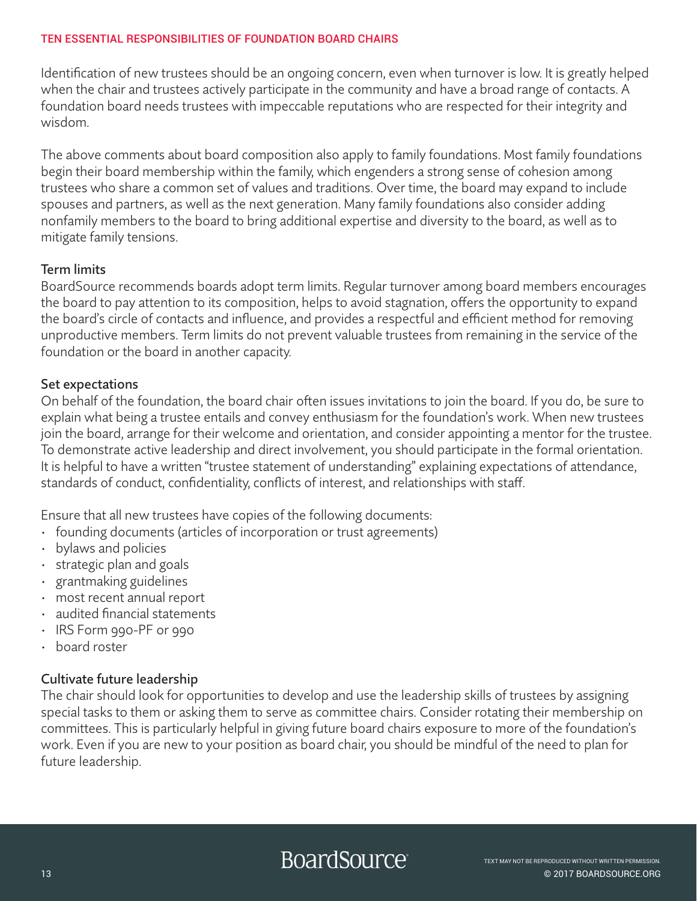Identification of new trustees should be an ongoing concern, even when turnover is low. It is greatly helped when the chair and trustees actively participate in the community and have a broad range of contacts. A foundation board needs trustees with impeccable reputations who are respected for their integrity and wisdom.

The above comments about board composition also apply to family foundations. Most family foundations begin their board membership within the family, which engenders a strong sense of cohesion among trustees who share a common set of values and traditions. Over time, the board may expand to include spouses and partners, as well as the next generation. Many family foundations also consider adding nonfamily members to the board to bring additional expertise and diversity to the board, as well as to mitigate family tensions.

### Term limits

BoardSource recommends boards adopt term limits. Regular turnover among board members encourages the board to pay attention to its composition, helps to avoid stagnation, offers the opportunity to expand the board's circle of contacts and influence, and provides a respectful and efficient method for removing unproductive members. Term limits do not prevent valuable trustees from remaining in the service of the foundation or the board in another capacity.

### Set expectations

On behalf of the foundation, the board chair often issues invitations to join the board. If you do, be sure to explain what being a trustee entails and convey enthusiasm for the foundation's work. When new trustees join the board, arrange for their welcome and orientation, and consider appointing a mentor for the trustee. To demonstrate active leadership and direct involvement, you should participate in the formal orientation. It is helpful to have a written "trustee statement of understanding" explaining expectations of attendance, standards of conduct, confidentiality, conflicts of interest, and relationships with staff.

Ensure that all new trustees have copies of the following documents:

- founding documents (articles of incorporation or trust agreements)
- bylaws and policies
- strategic plan and goals
- grantmaking guidelines
- most recent annual report
- audited financial statements
- IRS Form 990-PF or 990
- board roster

### Cultivate future leadership

The chair should look for opportunities to develop and use the leadership skills of trustees by assigning special tasks to them or asking them to serve as committee chairs. Consider rotating their membership on committees. This is particularly helpful in giving future board chairs exposure to more of the foundation's work. Even if you are new to your position as board chair, you should be mindful of the need to plan for future leadership.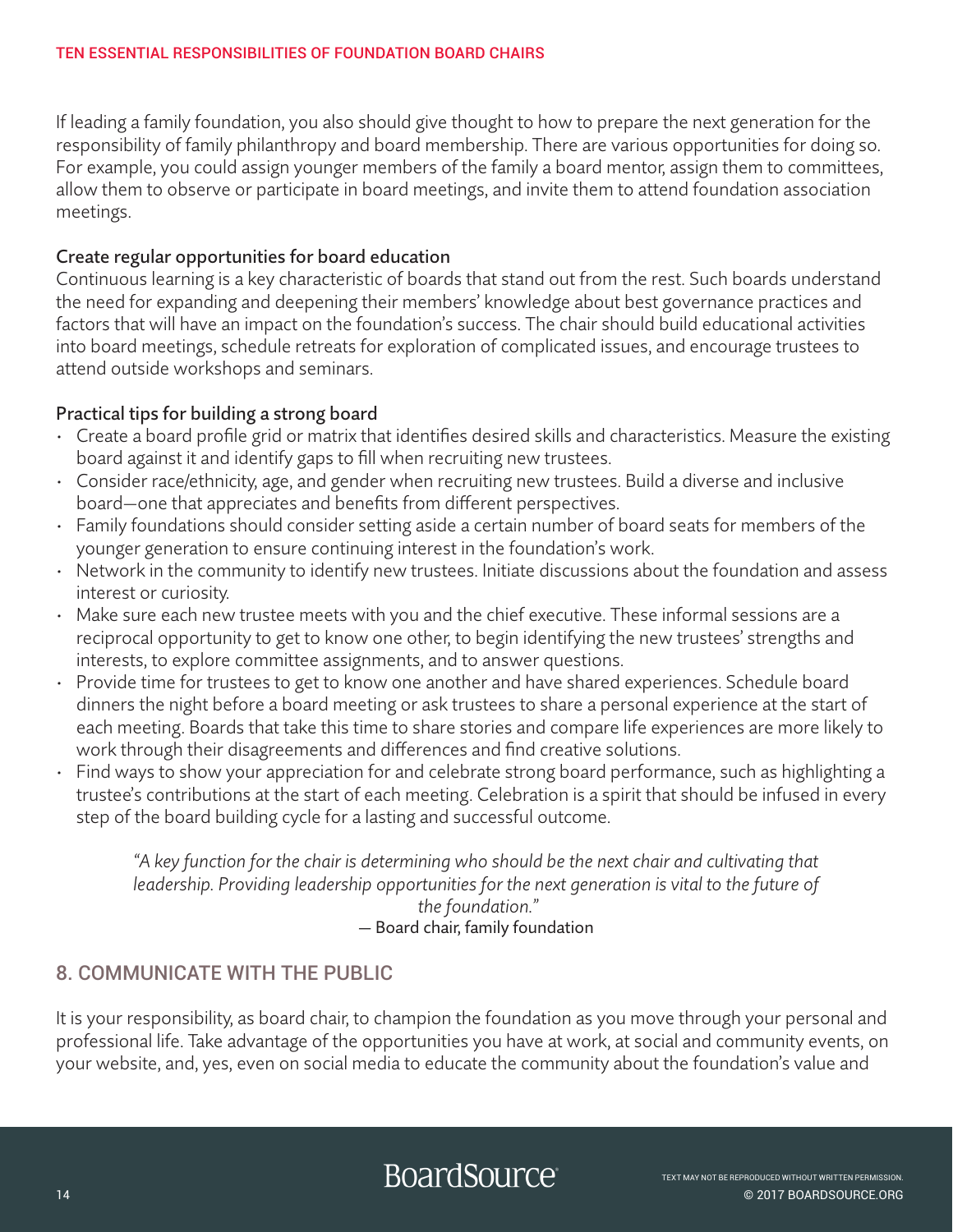If leading a family foundation, you also should give thought to how to prepare the next generation for the responsibility of family philanthropy and board membership. There are various opportunities for doing so. For example, you could assign younger members of the family a board mentor, assign them to committees, allow them to observe or participate in board meetings, and invite them to attend foundation association meetings.

### Create regular opportunities for board education

Continuous learning is a key characteristic of boards that stand out from the rest. Such boards understand the need for expanding and deepening their members' knowledge about best governance practices and factors that will have an impact on the foundation's success. The chair should build educational activities into board meetings, schedule retreats for exploration of complicated issues, and encourage trustees to attend outside workshops and seminars.

### Practical tips for building a strong board

- Create a board profile grid or matrix that identifies desired skills and characteristics. Measure the existing board against it and identify gaps to fill when recruiting new trustees.
- Consider race/ethnicity, age, and gender when recruiting new trustees. Build a diverse and inclusive board—one that appreciates and benefits from different perspectives.
- Family foundations should consider setting aside a certain number of board seats for members of the younger generation to ensure continuing interest in the foundation's work.
- Network in the community to identify new trustees. Initiate discussions about the foundation and assess interest or curiosity.
- Make sure each new trustee meets with you and the chief executive. These informal sessions are a reciprocal opportunity to get to know one other, to begin identifying the new trustees' strengths and interests, to explore committee assignments, and to answer questions.
- Provide time for trustees to get to know one another and have shared experiences. Schedule board dinners the night before a board meeting or ask trustees to share a personal experience at the start of each meeting. Boards that take this time to share stories and compare life experiences are more likely to work through their disagreements and differences and find creative solutions.
- Find ways to show your appreciation for and celebrate strong board performance, such as highlighting a trustee's contributions at the start of each meeting. Celebration is a spirit that should be infused in every step of the board building cycle for a lasting and successful outcome.

> *"A key function for the chair is determining who should be the next chair and cultivating that leadership. Providing leadership opportunities for the next generation is vital to the future of the foundation."*
>
> — Board chair, family foundation

## 8. COMMUNICATE WITH THE PUBLIC

It is your responsibility, as board chair, to champion the foundation as you move through your personal and professional life. Take advantage of the opportunities you have at work, at social and community events, on your website, and, yes, even on social media to educate the community about the foundation's value and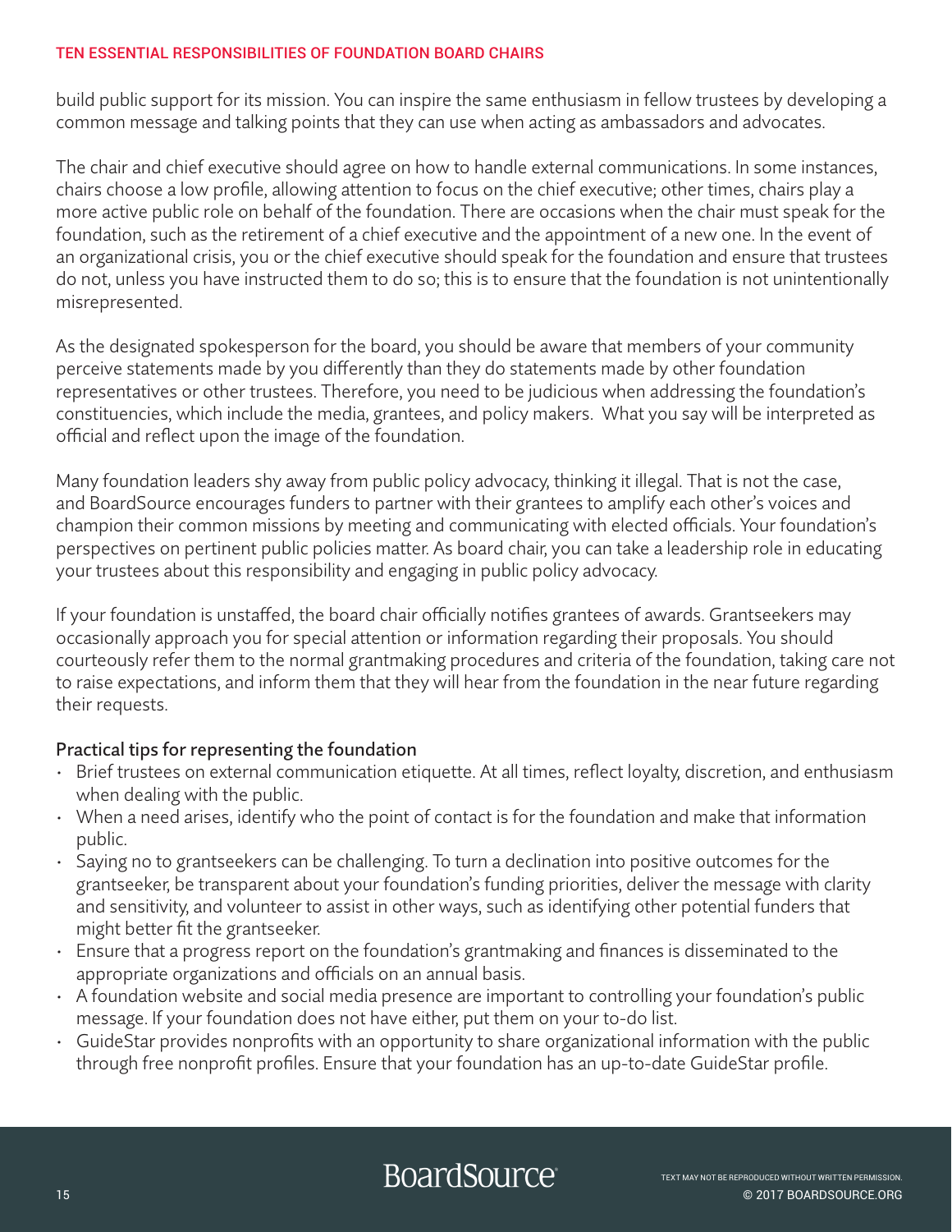build public support for its mission. You can inspire the same enthusiasm in fellow trustees by developing a common message and talking points that they can use when acting as ambassadors and advocates.

The chair and chief executive should agree on how to handle external communications. In some instances, chairs choose a low profile, allowing attention to focus on the chief executive; other times, chairs play a more active public role on behalf of the foundation. There are occasions when the chair must speak for the foundation, such as the retirement of a chief executive and the appointment of a new one. In the event of an organizational crisis, you or the chief executive should speak for the foundation and ensure that trustees do not, unless you have instructed them to do so; this is to ensure that the foundation is not unintentionally misrepresented.

As the designated spokesperson for the board, you should be aware that members of your community perceive statements made by you differently than they do statements made by other foundation representatives or other trustees. Therefore, you need to be judicious when addressing the foundation's constituencies, which include the media, grantees, and policy makers. What you say will be interpreted as official and reflect upon the image of the foundation.

Many foundation leaders shy away from public policy advocacy, thinking it illegal. That is not the case, and BoardSource encourages funders to partner with their grantees to amplify each other's voices and champion their common missions by meeting and communicating with elected officials. Your foundation's perspectives on pertinent public policies matter. As board chair, you can take a leadership role in educating your trustees about this responsibility and engaging in public policy advocacy.

If your foundation is unstaffed, the board chair officially notifies grantees of awards. Grantseekers may occasionally approach you for special attention or information regarding their proposals. You should courteously refer them to the normal grantmaking procedures and criteria of the foundation, taking care not to raise expectations, and inform them that they will hear from the foundation in the near future regarding their requests.

### Practical tips for representing the foundation

- Brief trustees on external communication etiquette. At all times, reflect loyalty, discretion, and enthusiasm when dealing with the public.
- When a need arises, identify who the point of contact is for the foundation and make that information public.
- Saying no to grantseekers can be challenging. To turn a declination into positive outcomes for the grantseeker, be transparent about your foundation's funding priorities, deliver the message with clarity and sensitivity, and volunteer to assist in other ways, such as identifying other potential funders that might better fit the grantseeker.
- Ensure that a progress report on the foundation's grantmaking and finances is disseminated to the appropriate organizations and officials on an annual basis.
- A foundation website and social media presence are important to controlling your foundation's public message. If your foundation does not have either, put them on your to-do list.
- GuideStar provides nonprofits with an opportunity to share organizational information with the public through free nonprofit profiles. Ensure that your foundation has an up-to-date GuideStar profile.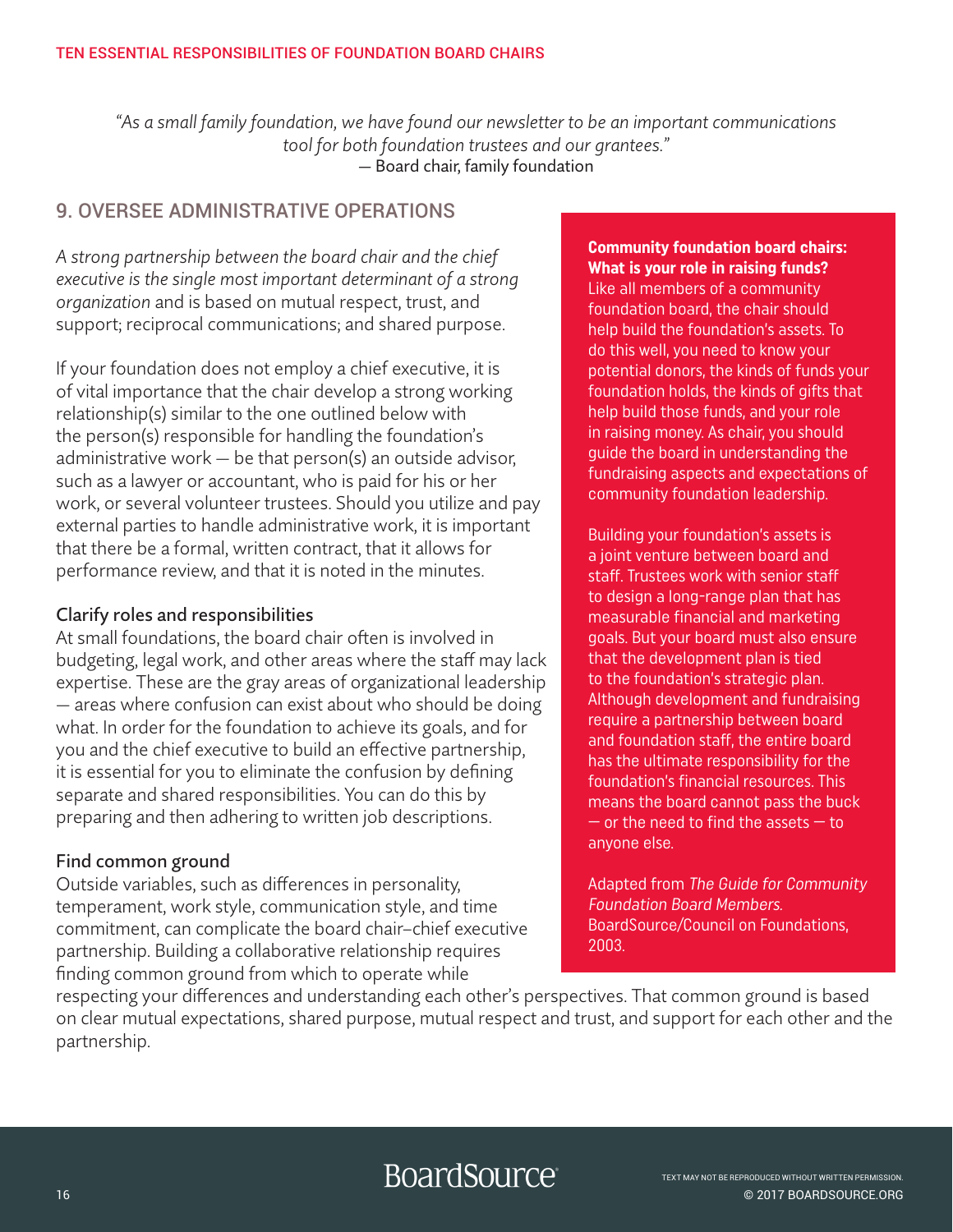*"As a small family foundation, we have found our newsletter to be an important communications tool for both foundation trustees and our grantees."*
— Board chair, family foundation

## 9. OVERSEE ADMINISTRATIVE OPERATIONS

*A strong partnership between the board chair and the chief executive is the single most important determinant of a strong organization* and is based on mutual respect, trust, and support; reciprocal communications; and shared purpose.

If your foundation does not employ a chief executive, it is of vital importance that the chair develop a strong working relationship(s) similar to the one outlined below with the person(s) responsible for handling the foundation's administrative work — be that person(s) an outside advisor, such as a lawyer or accountant, who is paid for his or her work, or several volunteer trustees. Should you utilize and pay external parties to handle administrative work, it is important that there be a formal, written contract, that it allows for performance review, and that it is noted in the minutes.

### Clarify roles and responsibilities

At small foundations, the board chair often is involved in budgeting, legal work, and other areas where the staff may lack expertise. These are the gray areas of organizational leadership — areas where confusion can exist about who should be doing what. In order for the foundation to achieve its goals, and for you and the chief executive to build an effective partnership, it is essential for you to eliminate the confusion by defining separate and shared responsibilities. You can do this by preparing and then adhering to written job descriptions.

### Find common ground

Outside variables, such as differences in personality, temperament, work style, communication style, and time commitment, can complicate the board chair–chief executive partnership. Building a collaborative relationship requires finding common ground from which to operate while respecting your differences and understanding each other's perspectives. That common ground is based on clear mutual expectations, shared purpose, mutual respect and trust, and support for each other and the partnership.

**Community foundation board chairs: What is your role in raising funds?**
Like all members of a community foundation board, the chair should help build the foundation's assets. To do this well, you need to know your potential donors, the kinds of funds your foundation holds, the kinds of gifts that help build those funds, and your role in raising money. As chair, you should guide the board in understanding the fundraising aspects and expectations of community foundation leadership.

Building your foundation's assets is a joint venture between board and staff. Trustees work with senior staff to design a long-range plan that has measurable financial and marketing goals. But your board must also ensure that the development plan is tied to the foundation's strategic plan. Although development and fundraising require a partnership between board and foundation staff, the entire board has the ultimate responsibility for the foundation's financial resources. This means the board cannot pass the buck — or the need to find the assets — to anyone else.

Adapted from *The Guide for Community Foundation Board Members.* BoardSource/Council on Foundations, 2003.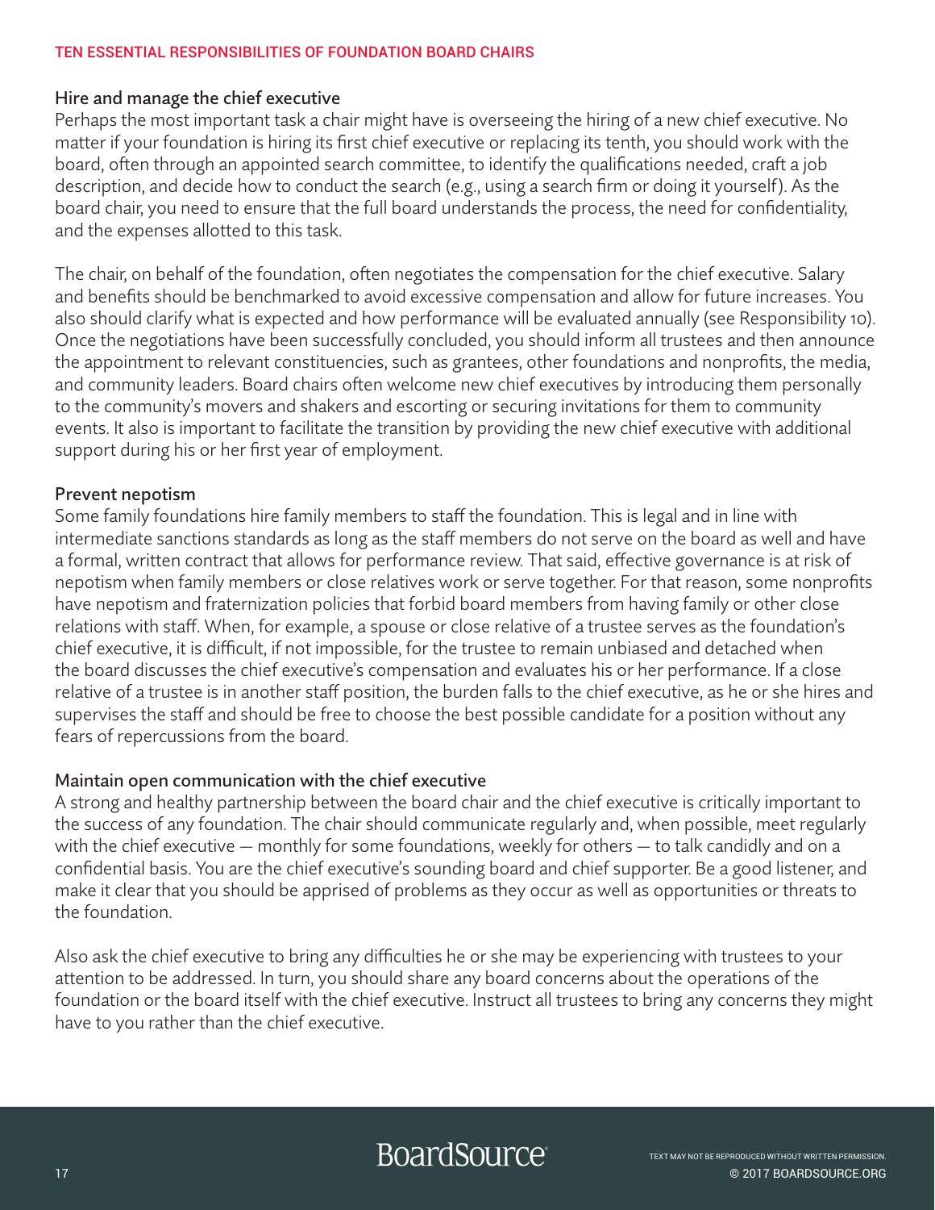### Hire and manage the chief executive

Perhaps the most important task a chair might have is overseeing the hiring of a new chief executive. No matter if your foundation is hiring its first chief executive or replacing its tenth, you should work with the board, often through an appointed search committee, to identify the qualifications needed, craft a job description, and decide how to conduct the search (e.g., using a search firm or doing it yourself). As the board chair, you need to ensure that the full board understands the process, the need for confidentiality, and the expenses allotted to this task.

The chair, on behalf of the foundation, often negotiates the compensation for the chief executive. Salary and benefits should be benchmarked to avoid excessive compensation and allow for future increases. You also should clarify what is expected and how performance will be evaluated annually (see Responsibility 10). Once the negotiations have been successfully concluded, you should inform all trustees and then announce the appointment to relevant constituencies, such as grantees, other foundations and nonprofits, the media, and community leaders. Board chairs often welcome new chief executives by introducing them personally to the community's movers and shakers and escorting or securing invitations for them to community events. It also is important to facilitate the transition by providing the new chief executive with additional support during his or her first year of employment.

### Prevent nepotism

Some family foundations hire family members to staff the foundation. This is legal and in line with intermediate sanctions standards as long as the staff members do not serve on the board as well and have a formal, written contract that allows for performance review. That said, effective governance is at risk of nepotism when family members or close relatives work or serve together. For that reason, some nonprofits have nepotism and fraternization policies that forbid board members from having family or other close relations with staff. When, for example, a spouse or close relative of a trustee serves as the foundation's chief executive, it is difficult, if not impossible, for the trustee to remain unbiased and detached when the board discusses the chief executive's compensation and evaluates his or her performance. If a close relative of a trustee is in another staff position, the burden falls to the chief executive, as he or she hires and supervises the staff and should be free to choose the best possible candidate for a position without any fears of repercussions from the board.

### Maintain open communication with the chief executive

A strong and healthy partnership between the board chair and the chief executive is critically important to the success of any foundation. The chair should communicate regularly and, when possible, meet regularly with the chief executive — monthly for some foundations, weekly for others — to talk candidly and on a confidential basis. You are the chief executive's sounding board and chief supporter. Be a good listener, and make it clear that you should be apprised of problems as they occur as well as opportunities or threats to the foundation.

Also ask the chief executive to bring any difficulties he or she may be experiencing with trustees to your attention to be addressed. In turn, you should share any board concerns about the operations of the foundation or the board itself with the chief executive. Instruct all trustees to bring any concerns they might have to you rather than the chief executive.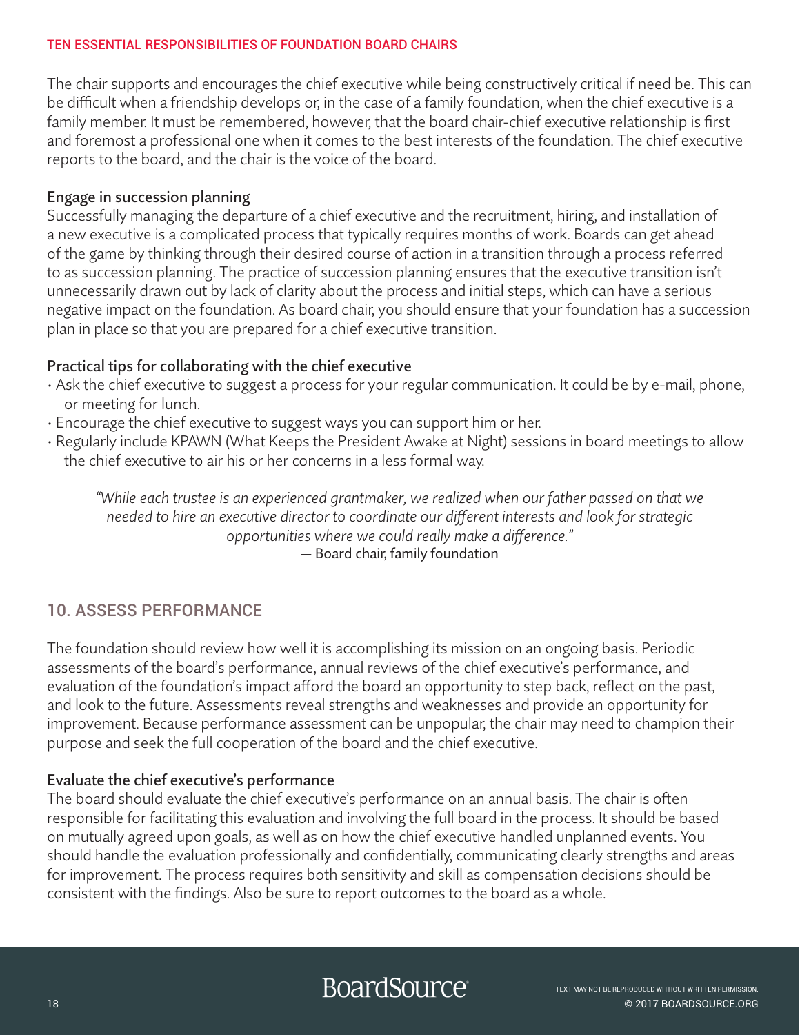The chair supports and encourages the chief executive while being constructively critical if need be. This can be difficult when a friendship develops or, in the case of a family foundation, when the chief executive is a family member. It must be remembered, however, that the board chair-chief executive relationship is first and foremost a professional one when it comes to the best interests of the foundation. The chief executive reports to the board, and the chair is the voice of the board.

### Engage in succession planning

Successfully managing the departure of a chief executive and the recruitment, hiring, and installation of a new executive is a complicated process that typically requires months of work. Boards can get ahead of the game by thinking through their desired course of action in a transition through a process referred to as succession planning. The practice of succession planning ensures that the executive transition isn't unnecessarily drawn out by lack of clarity about the process and initial steps, which can have a serious negative impact on the foundation. As board chair, you should ensure that your foundation has a succession plan in place so that you are prepared for a chief executive transition.

### Practical tips for collaborating with the chief executive

- Ask the chief executive to suggest a process for your regular communication. It could be by e-mail, phone, or meeting for lunch.
- Encourage the chief executive to suggest ways you can support him or her.
- Regularly include KPAWN (What Keeps the President Awake at Night) sessions in board meetings to allow the chief executive to air his or her concerns in a less formal way.

> *"While each trustee is an experienced grantmaker, we realized when our father passed on that we needed to hire an executive director to coordinate our different interests and look for strategic opportunities where we could really make a difference."*
> — Board chair, family foundation

## 10. ASSESS PERFORMANCE

The foundation should review how well it is accomplishing its mission on an ongoing basis. Periodic assessments of the board's performance, annual reviews of the chief executive's performance, and evaluation of the foundation's impact afford the board an opportunity to step back, reflect on the past, and look to the future. Assessments reveal strengths and weaknesses and provide an opportunity for improvement. Because performance assessment can be unpopular, the chair may need to champion their purpose and seek the full cooperation of the board and the chief executive.

### Evaluate the chief executive's performance

The board should evaluate the chief executive's performance on an annual basis. The chair is often responsible for facilitating this evaluation and involving the full board in the process. It should be based on mutually agreed upon goals, as well as on how the chief executive handled unplanned events. You should handle the evaluation professionally and confidentially, communicating clearly strengths and areas for improvement. The process requires both sensitivity and skill as compensation decisions should be consistent with the findings. Also be sure to report outcomes to the board as a whole.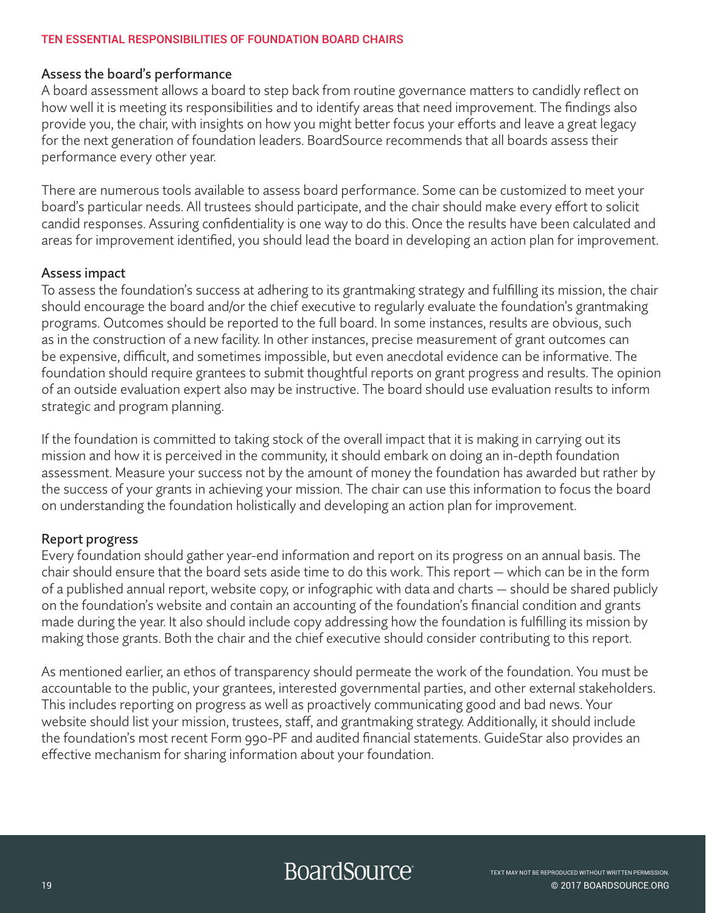## Assess the board's performance

A board assessment allows a board to step back from routine governance matters to candidly reflect on how well it is meeting its responsibilities and to identify areas that need improvement. The findings also provide you, the chair, with insights on how you might better focus your efforts and leave a great legacy for the next generation of foundation leaders. BoardSource recommends that all boards assess their performance every other year.

There are numerous tools available to assess board performance. Some can be customized to meet your board's particular needs. All trustees should participate, and the chair should make every effort to solicit candid responses. Assuring confidentiality is one way to do this. Once the results have been calculated and areas for improvement identified, you should lead the board in developing an action plan for improvement.

## Assess impact

To assess the foundation's success at adhering to its grantmaking strategy and fulfilling its mission, the chair should encourage the board and/or the chief executive to regularly evaluate the foundation's grantmaking programs. Outcomes should be reported to the full board. In some instances, results are obvious, such as in the construction of a new facility. In other instances, precise measurement of grant outcomes can be expensive, difficult, and sometimes impossible, but even anecdotal evidence can be informative. The foundation should require grantees to submit thoughtful reports on grant progress and results. The opinion of an outside evaluation expert also may be instructive. The board should use evaluation results to inform strategic and program planning.

If the foundation is committed to taking stock of the overall impact that it is making in carrying out its mission and how it is perceived in the community, it should embark on doing an in-depth foundation assessment. Measure your success not by the amount of money the foundation has awarded but rather by the success of your grants in achieving your mission. The chair can use this information to focus the board on understanding the foundation holistically and developing an action plan for improvement.

## Report progress

Every foundation should gather year-end information and report on its progress on an annual basis. The chair should ensure that the board sets aside time to do this work. This report — which can be in the form of a published annual report, website copy, or infographic with data and charts — should be shared publicly on the foundation's website and contain an accounting of the foundation's financial condition and grants made during the year. It also should include copy addressing how the foundation is fulfilling its mission by making those grants. Both the chair and the chief executive should consider contributing to this report.

As mentioned earlier, an ethos of transparency should permeate the work of the foundation. You must be accountable to the public, your grantees, interested governmental parties, and other external stakeholders. This includes reporting on progress as well as proactively communicating good and bad news. Your website should list your mission, trustees, staff, and grantmaking strategy. Additionally, it should include the foundation's most recent Form 990-PF and audited financial statements. GuideStar also provides an effective mechanism for sharing information about your foundation.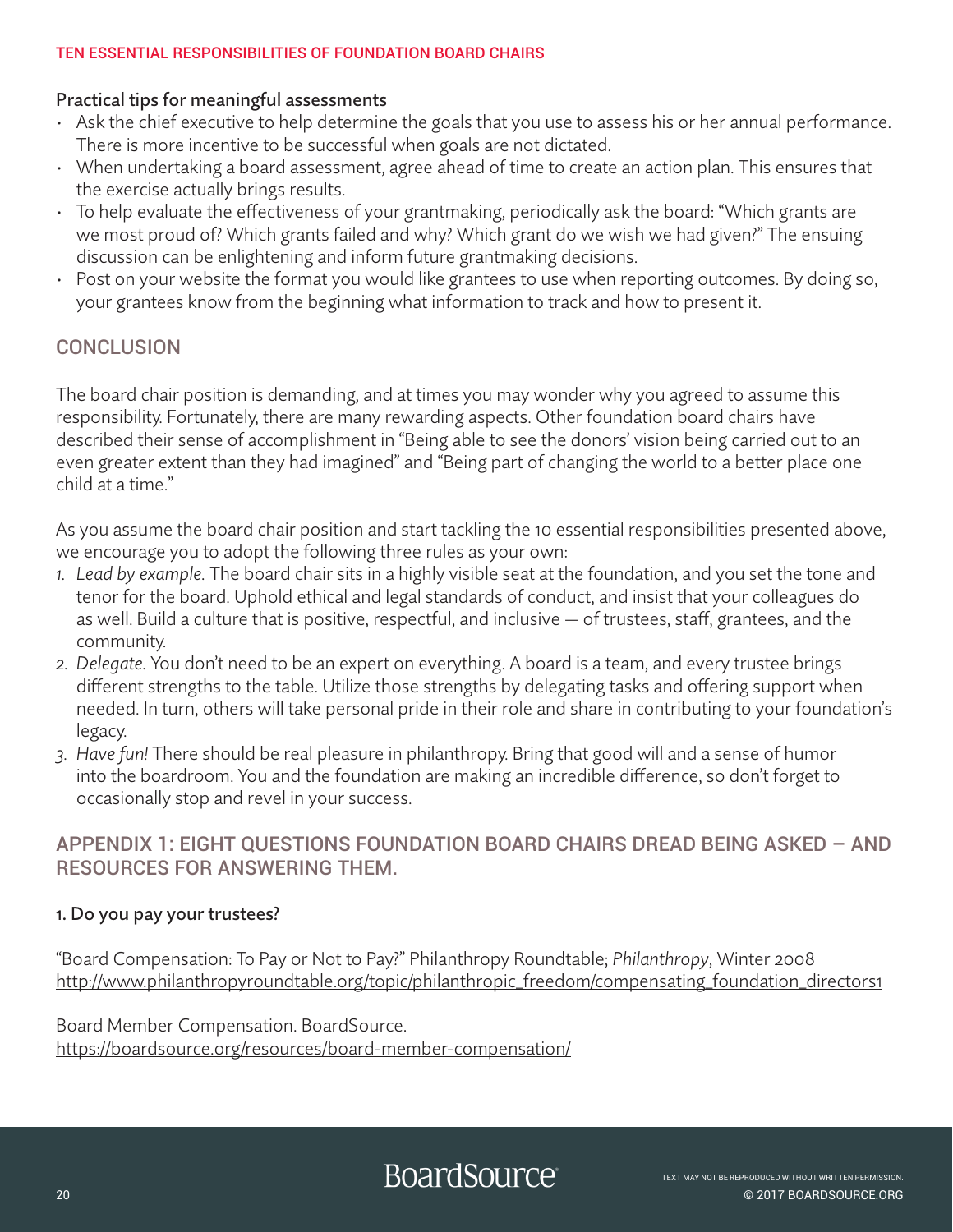### Practical tips for meaningful assessments

- Ask the chief executive to help determine the goals that you use to assess his or her annual performance. There is more incentive to be successful when goals are not dictated.
- When undertaking a board assessment, agree ahead of time to create an action plan. This ensures that the exercise actually brings results.
- To help evaluate the effectiveness of your grantmaking, periodically ask the board: "Which grants are we most proud of? Which grants failed and why? Which grant do we wish we had given?" The ensuing discussion can be enlightening and inform future grantmaking decisions.
- Post on your website the format you would like grantees to use when reporting outcomes. By doing so, your grantees know from the beginning what information to track and how to present it.

## CONCLUSION

The board chair position is demanding, and at times you may wonder why you agreed to assume this responsibility. Fortunately, there are many rewarding aspects. Other foundation board chairs have described their sense of accomplishment in "Being able to see the donors' vision being carried out to an even greater extent than they had imagined" and "Being part of changing the world to a better place one child at a time."

As you assume the board chair position and start tackling the 10 essential responsibilities presented above, we encourage you to adopt the following three rules as your own:

1. *Lead by example.* The board chair sits in a highly visible seat at the foundation, and you set the tone and tenor for the board. Uphold ethical and legal standards of conduct, and insist that your colleagues do as well. Build a culture that is positive, respectful, and inclusive — of trustees, staff, grantees, and the community.
2. *Delegate.* You don't need to be an expert on everything. A board is a team, and every trustee brings different strengths to the table. Utilize those strengths by delegating tasks and offering support when needed. In turn, others will take personal pride in their role and share in contributing to your foundation's legacy.
3. *Have fun!* There should be real pleasure in philanthropy. Bring that good will and a sense of humor into the boardroom. You and the foundation are making an incredible difference, so don't forget to occasionally stop and revel in your success.

## APPENDIX 1: EIGHT QUESTIONS FOUNDATION BOARD CHAIRS DREAD BEING ASKED – AND RESOURCES FOR ANSWERING THEM.

### 1. Do you pay your trustees?

"Board Compensation: To Pay or Not to Pay?" Philanthropy Roundtable; *Philanthropy*, Winter 2008
http://www.philanthropyroundtable.org/topic/philanthropic_freedom/compensating_foundation_directors1

Board Member Compensation. BoardSource.
https://boardsource.org/resources/board-member-compensation/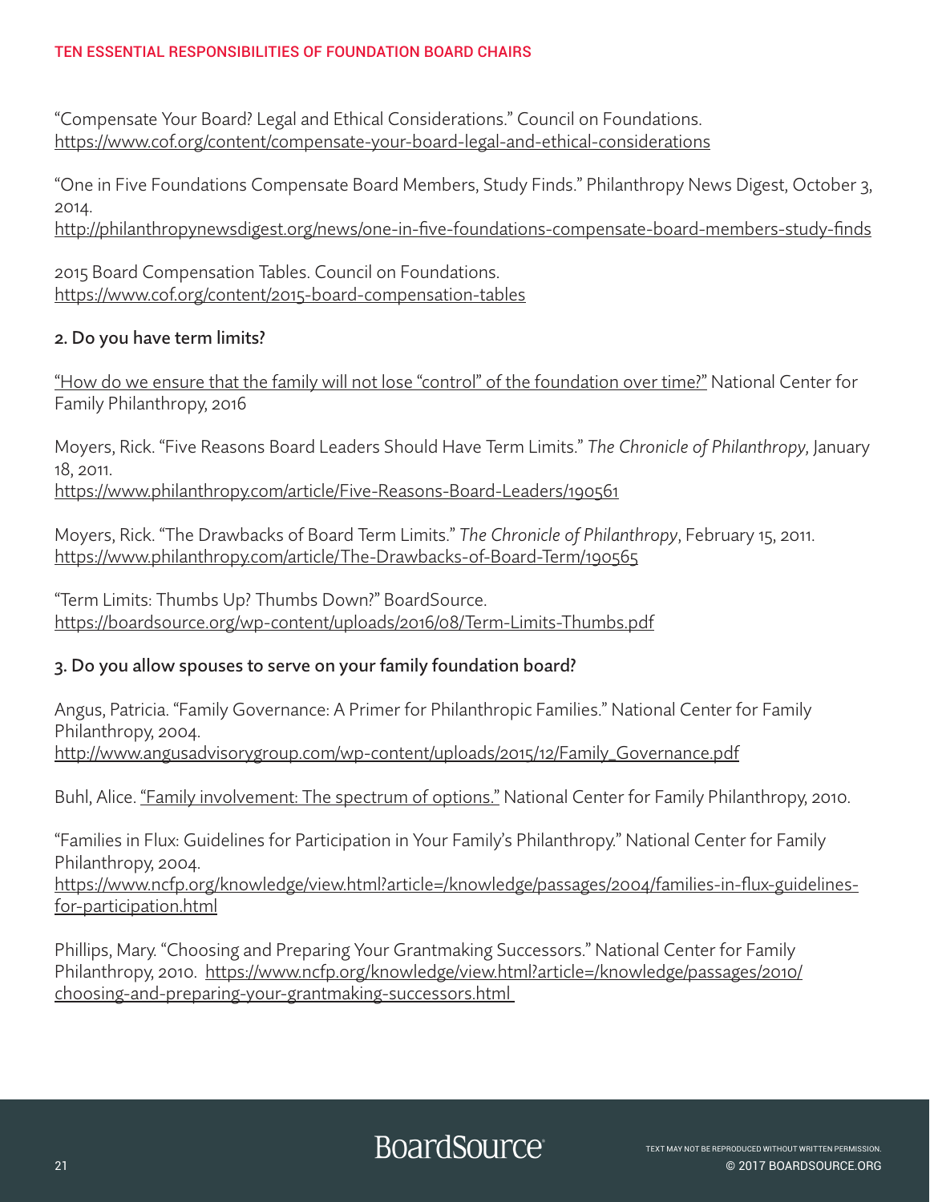"Compensate Your Board? Legal and Ethical Considerations." Council on Foundations.
https://www.cof.org/content/compensate-your-board-legal-and-ethical-considerations

"One in Five Foundations Compensate Board Members, Study Finds." Philanthropy News Digest, October 3, 2014.
http://philanthropynewsdigest.org/news/one-in-five-foundations-compensate-board-members-study-finds

2015 Board Compensation Tables. Council on Foundations.
https://www.cof.org/content/2015-board-compensation-tables

## 2. Do you have term limits?

"How do we ensure that the family will not lose "control" of the foundation over time?" National Center for Family Philanthropy, 2016

Moyers, Rick. "Five Reasons Board Leaders Should Have Term Limits." *The Chronicle of Philanthropy,* January 18, 2011.
https://www.philanthropy.com/article/Five-Reasons-Board-Leaders/190561

Moyers, Rick. "The Drawbacks of Board Term Limits." *The Chronicle of Philanthropy*, February 15, 2011.
https://www.philanthropy.com/article/The-Drawbacks-of-Board-Term/190565

"Term Limits: Thumbs Up? Thumbs Down?" BoardSource.
https://boardsource.org/wp-content/uploads/2016/08/Term-Limits-Thumbs.pdf

## 3. Do you allow spouses to serve on your family foundation board?

Angus, Patricia. "Family Governance: A Primer for Philanthropic Families." National Center for Family Philanthropy, 2004.
http://www.angusadvisorygroup.com/wp-content/uploads/2015/12/Family_Governance.pdf

Buhl, Alice. "Family involvement: The spectrum of options." National Center for Family Philanthropy, 2010.

"Families in Flux: Guidelines for Participation in Your Family's Philanthropy." National Center for Family Philanthropy, 2004.
https://www.ncfp.org/knowledge/view.html?article=/knowledge/passages/2004/families-in-flux-guidelines-for-participation.html

Phillips, Mary. "Choosing and Preparing Your Grantmaking Successors." National Center for Family Philanthropy, 2010. https://www.ncfp.org/knowledge/view.html?article=/knowledge/passages/2010/choosing-and-preparing-your-grantmaking-successors.html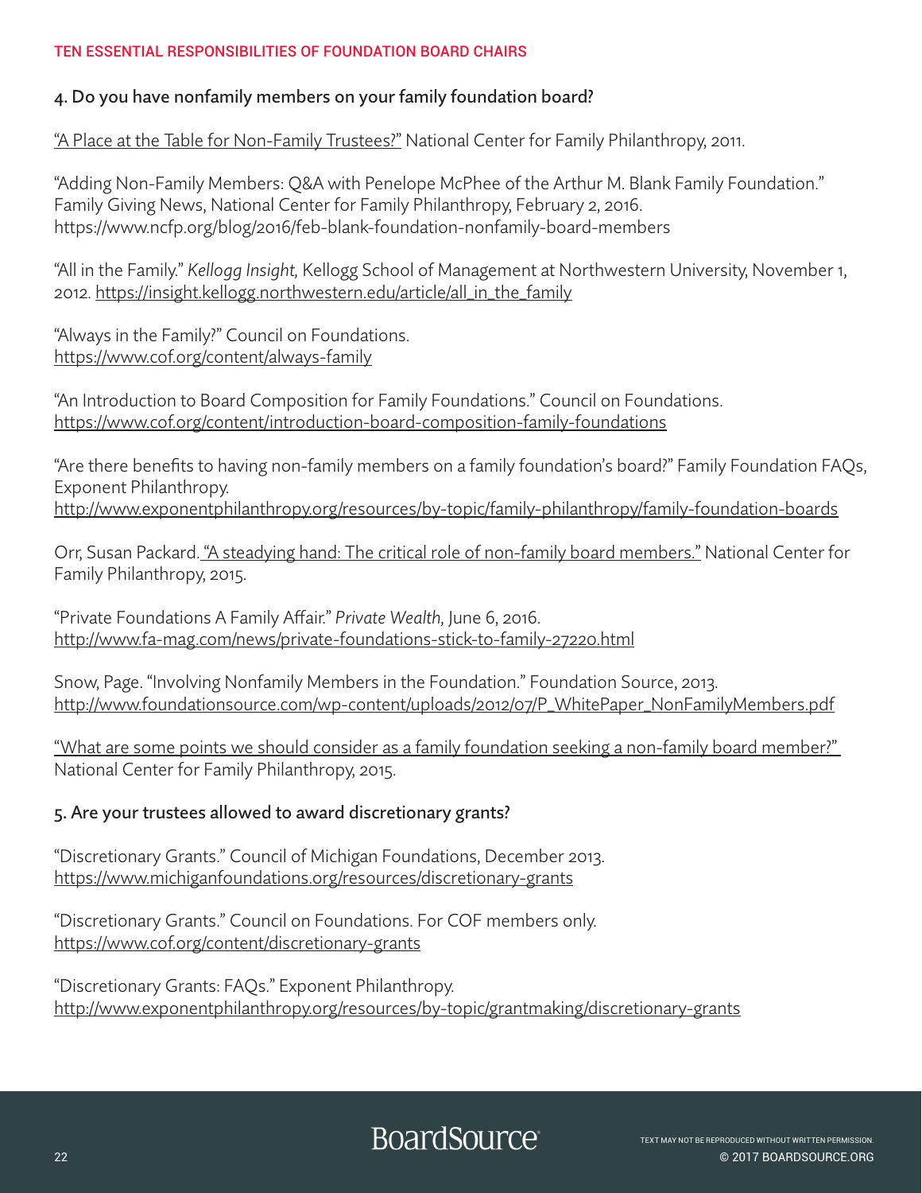### 4. Do you have nonfamily members on your family foundation board?

"A Place at the Table for Non-Family Trustees?" National Center for Family Philanthropy, 2011.

"Adding Non-Family Members: Q&A with Penelope McPhee of the Arthur M. Blank Family Foundation." Family Giving News, National Center for Family Philanthropy, February 2, 2016. https://www.ncfp.org/blog/2016/feb-blank-foundation-nonfamily-board-members

"All in the Family." *Kellogg Insight,* Kellogg School of Management at Northwestern University, November 1, 2012. https://insight.kellogg.northwestern.edu/article/all_in_the_family

"Always in the Family?" Council on Foundations. https://www.cof.org/content/always-family

"An Introduction to Board Composition for Family Foundations." Council on Foundations. https://www.cof.org/content/introduction-board-composition-family-foundations

"Are there benefits to having non-family members on a family foundation's board?" Family Foundation FAQs, Exponent Philanthropy. http://www.exponentphilanthropy.org/resources/by-topic/family-philanthropy/family-foundation-boards

Orr, Susan Packard. "A steadying hand: The critical role of non-family board members." National Center for Family Philanthropy, 2015.

"Private Foundations A Family Affair." *Private Wealth,* June 6, 2016. http://www.fa-mag.com/news/private-foundations-stick-to-family-27220.html

Snow, Page. "Involving Nonfamily Members in the Foundation." Foundation Source, 2013. http://www.foundationsource.com/wp-content/uploads/2012/07/P_WhitePaper_NonFamilyMembers.pdf

"What are some points we should consider as a family foundation seeking a non-family board member?" National Center for Family Philanthropy, 2015.

### 5. Are your trustees allowed to award discretionary grants?

"Discretionary Grants." Council of Michigan Foundations, December 2013. https://www.michiganfoundations.org/resources/discretionary-grants

"Discretionary Grants." Council on Foundations. For COF members only. https://www.cof.org/content/discretionary-grants

"Discretionary Grants: FAQs." Exponent Philanthropy. http://www.exponentphilanthropy.org/resources/by-topic/grantmaking/discretionary-grants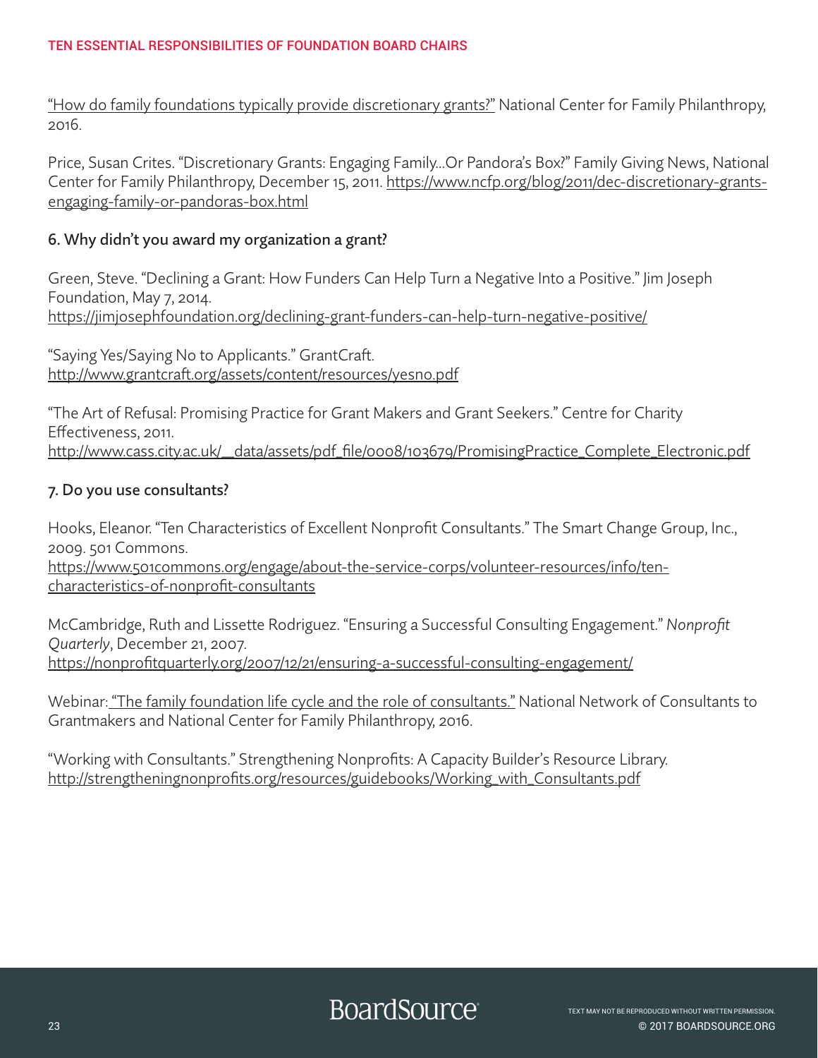"How do family foundations typically provide discretionary grants?" National Center for Family Philanthropy, 2016.

Price, Susan Crites. "Discretionary Grants: Engaging Family…Or Pandora's Box?" Family Giving News, National Center for Family Philanthropy, December 15, 2011. https://www.ncfp.org/blog/2011/dec-discretionary-grants-engaging-family-or-pandoras-box.html

### 6. Why didn't you award my organization a grant?

Green, Steve. "Declining a Grant: How Funders Can Help Turn a Negative Into a Positive." Jim Joseph Foundation, May 7, 2014. https://jimjosephfoundation.org/declining-grant-funders-can-help-turn-negative-positive/

"Saying Yes/Saying No to Applicants." GrantCraft. http://www.grantcraft.org/assets/content/resources/yesno.pdf

"The Art of Refusal: Promising Practice for Grant Makers and Grant Seekers." Centre for Charity Effectiveness, 2011. http://www.cass.city.ac.uk/__data/assets/pdf_file/0008/103679/PromisingPractice_Complete_Electronic.pdf

### 7. Do you use consultants?

Hooks, Eleanor. "Ten Characteristics of Excellent Nonprofit Consultants." The Smart Change Group, Inc., 2009. 501 Commons. https://www.501commons.org/engage/about-the-service-corps/volunteer-resources/info/ten-characteristics-of-nonprofit-consultants

McCambridge, Ruth and Lissette Rodriguez. "Ensuring a Successful Consulting Engagement." *Nonprofit Quarterly*, December 21, 2007. https://nonprofitquarterly.org/2007/12/21/ensuring-a-successful-consulting-engagement/

Webinar: "The family foundation life cycle and the role of consultants." National Network of Consultants to Grantmakers and National Center for Family Philanthropy, 2016.

"Working with Consultants." Strengthening Nonprofits: A Capacity Builder's Resource Library. http://strengtheningnonprofits.org/resources/guidebooks/Working_with_Consultants.pdf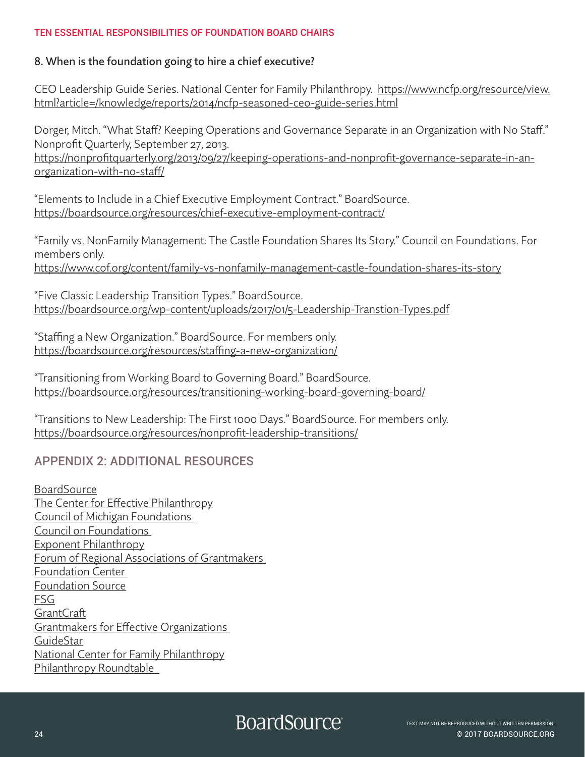### 8. When is the foundation going to hire a chief executive?

CEO Leadership Guide Series. National Center for Family Philanthropy. https://www.ncfp.org/resource/view.html?article=/knowledge/reports/2014/ncfp-seasoned-ceo-guide-series.html

Dorger, Mitch. "What Staff? Keeping Operations and Governance Separate in an Organization with No Staff." Nonprofit Quarterly, September 27, 2013.
https://nonprofitquarterly.org/2013/09/27/keeping-operations-and-nonprofit-governance-separate-in-an-organization-with-no-staff/

"Elements to Include in a Chief Executive Employment Contract." BoardSource.
https://boardsource.org/resources/chief-executive-employment-contract/

"Family vs. NonFamily Management: The Castle Foundation Shares Its Story." Council on Foundations. For members only.
https://www.cof.org/content/family-vs-nonfamily-management-castle-foundation-shares-its-story

"Five Classic Leadership Transition Types." BoardSource.
https://boardsource.org/wp-content/uploads/2017/01/5-Leadership-Transtion-Types.pdf

"Staffing a New Organization." BoardSource. For members only.
https://boardsource.org/resources/staffing-a-new-organization/

"Transitioning from Working Board to Governing Board." BoardSource.
https://boardsource.org/resources/transitioning-working-board-governing-board/

"Transitions to New Leadership: The First 1000 Days." BoardSource. For members only.
https://boardsource.org/resources/nonprofit-leadership-transitions/

## APPENDIX 2: ADDITIONAL RESOURCES

BoardSource
The Center for Effective Philanthropy
Council of Michigan Foundations
Council on Foundations
Exponent Philanthropy
Forum of Regional Associations of Grantmakers
Foundation Center
Foundation Source
FSG
GrantCraft
Grantmakers for Effective Organizations
GuideStar
National Center for Family Philanthropy
Philanthropy Roundtable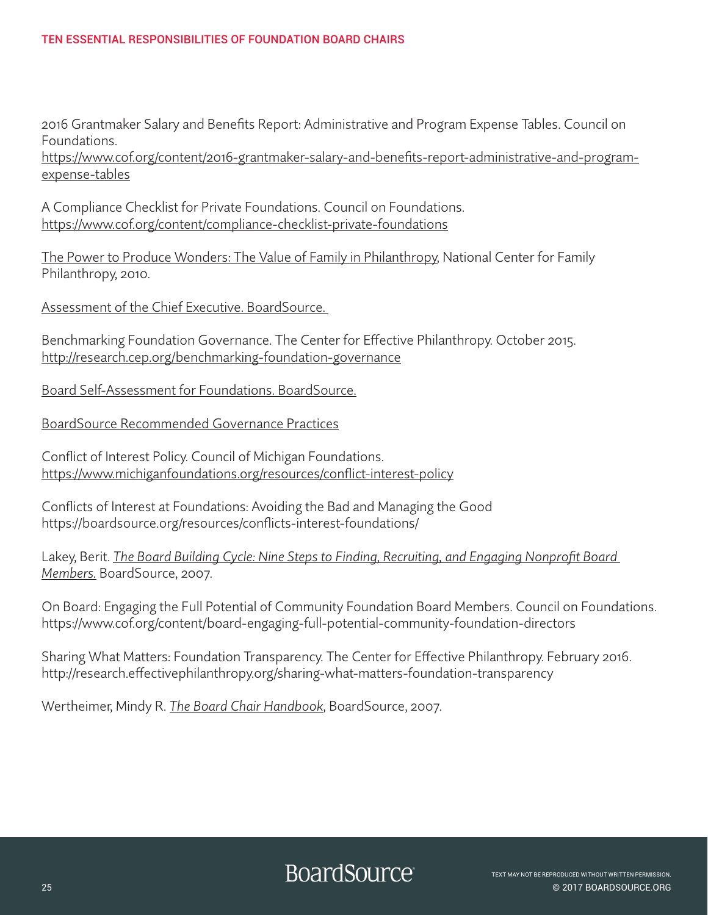2016 Grantmaker Salary and Benefits Report: Administrative and Program Expense Tables. Council on Foundations.
https://www.cof.org/content/2016-grantmaker-salary-and-benefits-report-administrative-and-program-expense-tables

A Compliance Checklist for Private Foundations. Council on Foundations.
https://www.cof.org/content/compliance-checklist-private-foundations

The Power to Produce Wonders: The Value of Family in Philanthropy, National Center for Family Philanthropy, 2010.

Assessment of the Chief Executive. BoardSource.

Benchmarking Foundation Governance. The Center for Effective Philanthropy. October 2015.
http://research.cep.org/benchmarking-foundation-governance

Board Self-Assessment for Foundations. BoardSource.

BoardSource Recommended Governance Practices

Conflict of Interest Policy. Council of Michigan Foundations.
https://www.michiganfoundations.org/resources/conflict-interest-policy

Conflicts of Interest at Foundations: Avoiding the Bad and Managing the Good
https://boardsource.org/resources/conflicts-interest-foundations/

Lakey, Berit. *The Board Building Cycle: Nine Steps to Finding, Recruiting, and Engaging Nonprofit Board Members.* BoardSource, 2007.

On Board: Engaging the Full Potential of Community Foundation Board Members. Council on Foundations.
https://www.cof.org/content/board-engaging-full-potential-community-foundation-directors

Sharing What Matters: Foundation Transparency. The Center for Effective Philanthropy. February 2016.
http://research.effectivephilanthropy.org/sharing-what-matters-foundation-transparency

Wertheimer, Mindy R. *The Board Chair Handbook*, BoardSource, 2007.